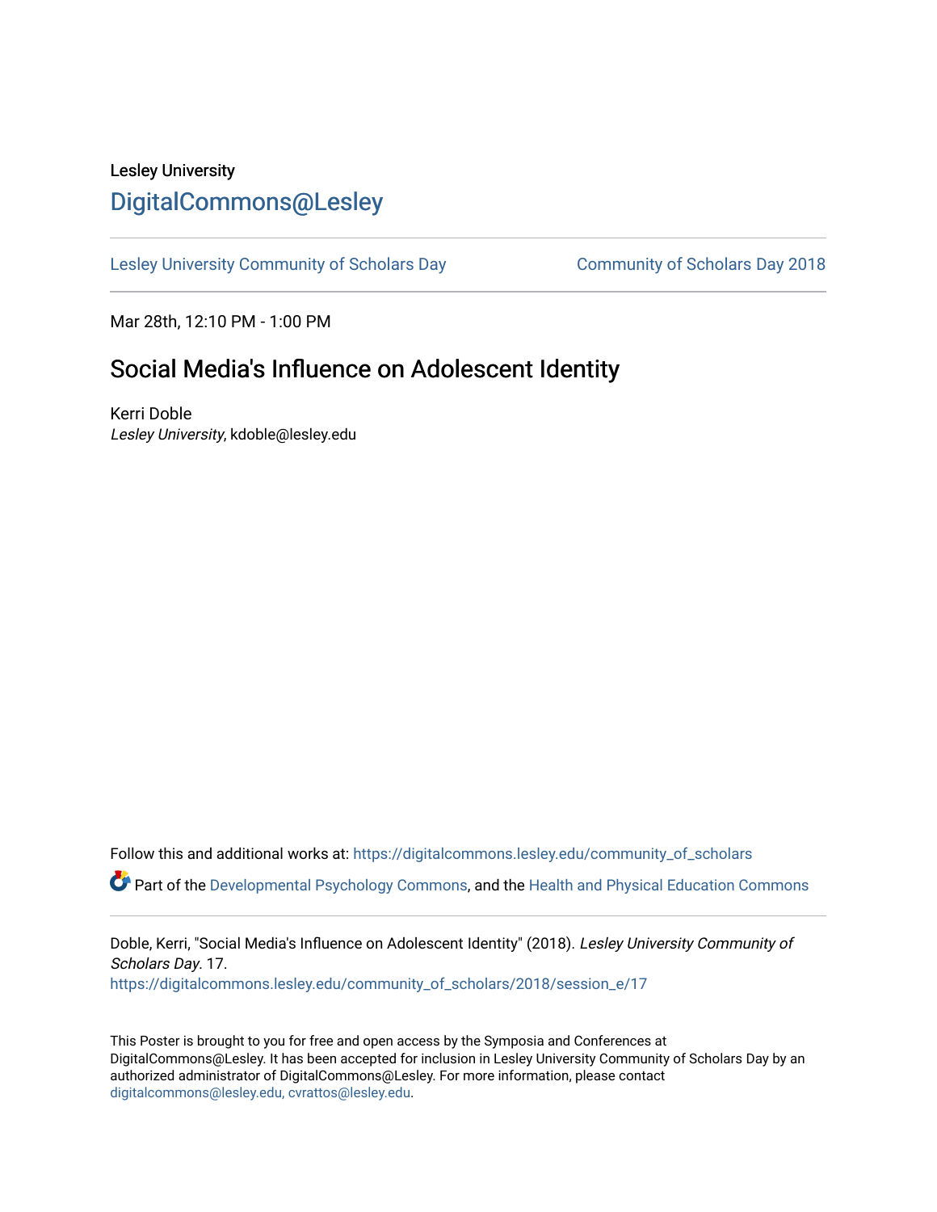Lesley University

[DigitalCommons@Lesley](https://digitalcommons.lesley.edu/)

[Lesley University Community of Scholars Day](https://digitalcommons.lesley.edu/community_of_scholars) | [Community of Scholars Day 2018](https://digitalcommons.lesley.edu/community_of_scholars/2018)

Mar 28th, 12:10 PM - 1:00 PM

# Social Media's Influence on Adolescent Identity

Kerri Doble
*Lesley University*, kdoble@lesley.edu

Follow this and additional works at: https://digitalcommons.lesley.edu/community_of_scholars

Part of the Developmental Psychology Commons, and the Health and Physical Education Commons

Doble, Kerri, "Social Media's Influence on Adolescent Identity" (2018). *Lesley University Community of Scholars Day*. 17.
https://digitalcommons.lesley.edu/community_of_scholars/2018/session_e/17

This Poster is brought to you for free and open access by the Symposia and Conferences at DigitalCommons@Lesley. It has been accepted for inclusion in Lesley University Community of Scholars Day by an authorized administrator of DigitalCommons@Lesley. For more information, please contact digitalcommons@lesley.edu, cvrattos@lesley.edu.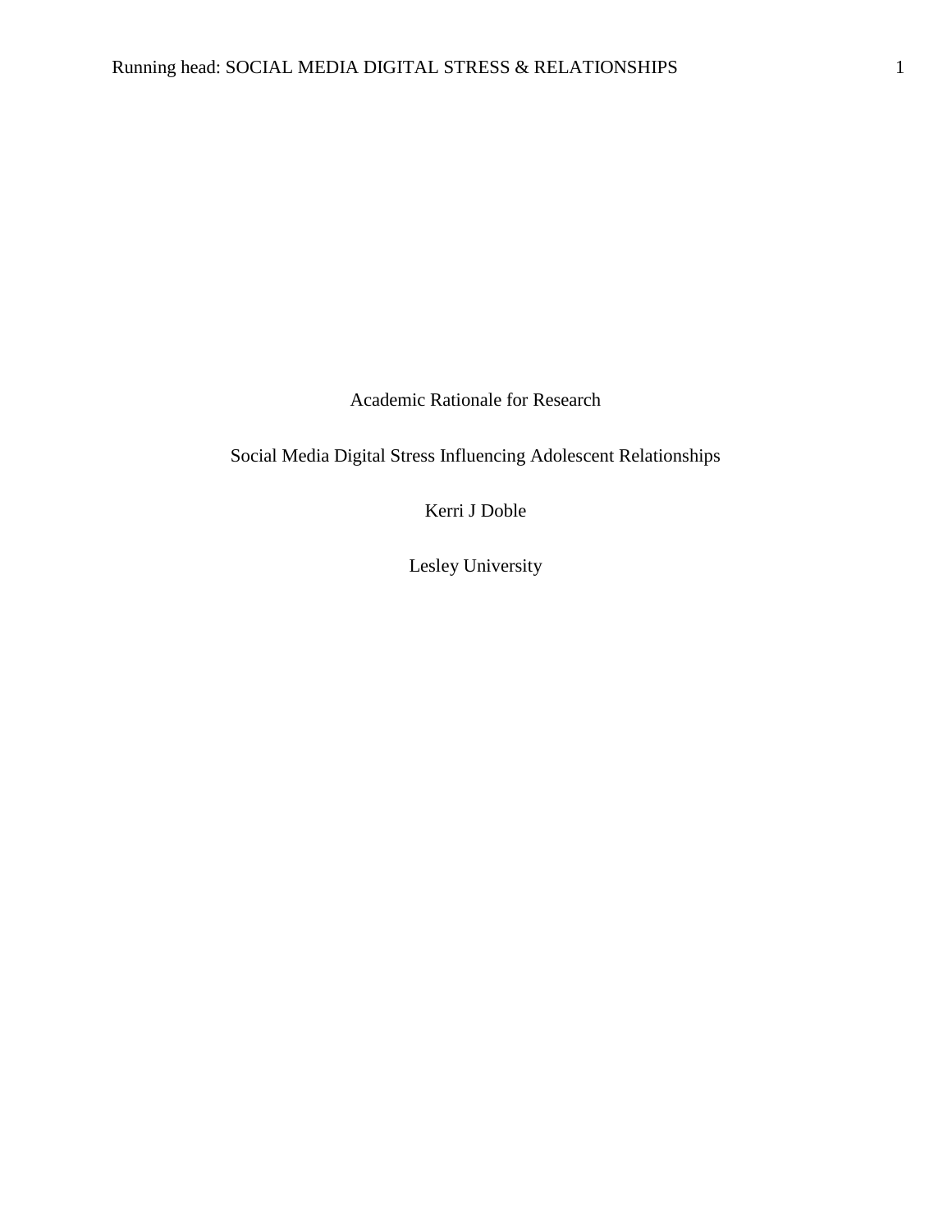Academic Rationale for Research

Social Media Digital Stress Influencing Adolescent Relationships

Kerri J Doble

Lesley University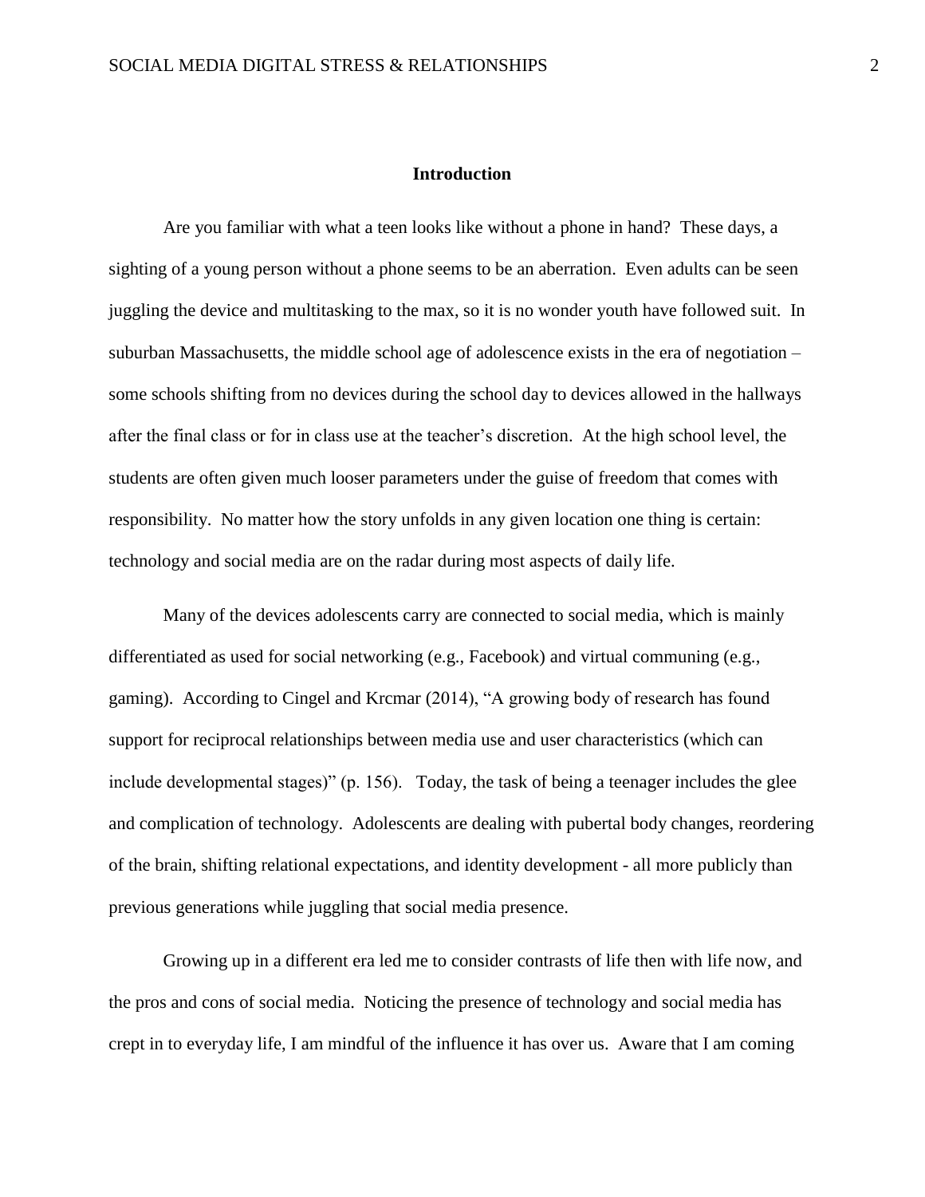# Introduction

Are you familiar with what a teen looks like without a phone in hand? These days, a sighting of a young person without a phone seems to be an aberration. Even adults can be seen juggling the device and multitasking to the max, so it is no wonder youth have followed suit. In suburban Massachusetts, the middle school age of adolescence exists in the era of negotiation – some schools shifting from no devices during the school day to devices allowed in the hallways after the final class or for in class use at the teacher's discretion. At the high school level, the students are often given much looser parameters under the guise of freedom that comes with responsibility. No matter how the story unfolds in any given location one thing is certain: technology and social media are on the radar during most aspects of daily life.

Many of the devices adolescents carry are connected to social media, which is mainly differentiated as used for social networking (e.g., Facebook) and virtual communing (e.g., gaming). According to Cingel and Krcmar (2014), "A growing body of research has found support for reciprocal relationships between media use and user characteristics (which can include developmental stages)" (p. 156). Today, the task of being a teenager includes the glee and complication of technology. Adolescents are dealing with pubertal body changes, reordering of the brain, shifting relational expectations, and identity development - all more publicly than previous generations while juggling that social media presence.

Growing up in a different era led me to consider contrasts of life then with life now, and the pros and cons of social media. Noticing the presence of technology and social media has crept in to everyday life, I am mindful of the influence it has over us. Aware that I am coming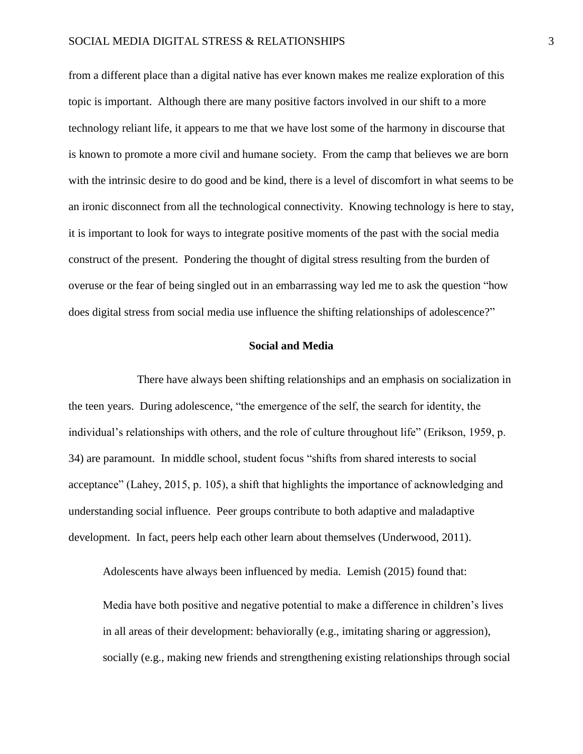from a different place than a digital native has ever known makes me realize exploration of this topic is important. Although there are many positive factors involved in our shift to a more technology reliant life, it appears to me that we have lost some of the harmony in discourse that is known to promote a more civil and humane society. From the camp that believes we are born with the intrinsic desire to do good and be kind, there is a level of discomfort in what seems to be an ironic disconnect from all the technological connectivity. Knowing technology is here to stay, it is important to look for ways to integrate positive moments of the past with the social media construct of the present. Pondering the thought of digital stress resulting from the burden of overuse or the fear of being singled out in an embarrassing way led me to ask the question "how does digital stress from social media use influence the shifting relationships of adolescence?"

## Social and Media

There have always been shifting relationships and an emphasis on socialization in the teen years. During adolescence, "the emergence of the self, the search for identity, the individual's relationships with others, and the role of culture throughout life" (Erikson, 1959, p. 34) are paramount. In middle school, student focus "shifts from shared interests to social acceptance" (Lahey, 2015, p. 105), a shift that highlights the importance of acknowledging and understanding social influence. Peer groups contribute to both adaptive and maladaptive development. In fact, peers help each other learn about themselves (Underwood, 2011).

Adolescents have always been influenced by media. Lemish (2015) found that:

> Media have both positive and negative potential to make a difference in children's lives in all areas of their development: behaviorally (e.g., imitating sharing or aggression), socially (e.g., making new friends and strengthening existing relationships through social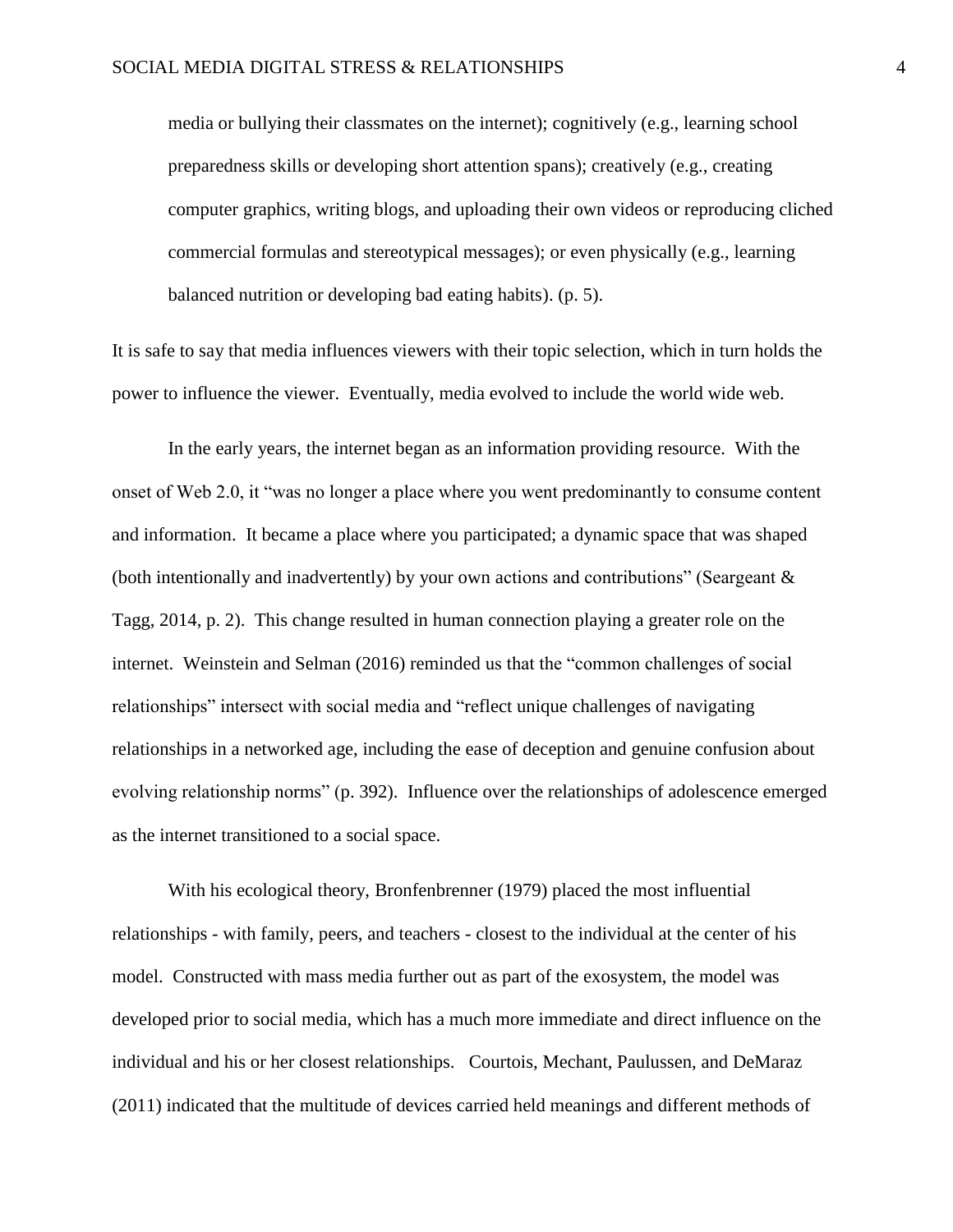media or bullying their classmates on the internet); cognitively (e.g., learning school preparedness skills or developing short attention spans); creatively (e.g., creating computer graphics, writing blogs, and uploading their own videos or reproducing cliched commercial formulas and stereotypical messages); or even physically (e.g., learning balanced nutrition or developing bad eating habits). (p. 5).

It is safe to say that media influences viewers with their topic selection, which in turn holds the power to influence the viewer. Eventually, media evolved to include the world wide web.

In the early years, the internet began as an information providing resource. With the onset of Web 2.0, it "was no longer a place where you went predominantly to consume content and information. It became a place where you participated; a dynamic space that was shaped (both intentionally and inadvertently) by your own actions and contributions" (Seargeant & Tagg, 2014, p. 2). This change resulted in human connection playing a greater role on the internet. Weinstein and Selman (2016) reminded us that the "common challenges of social relationships" intersect with social media and "reflect unique challenges of navigating relationships in a networked age, including the ease of deception and genuine confusion about evolving relationship norms" (p. 392). Influence over the relationships of adolescence emerged as the internet transitioned to a social space.

With his ecological theory, Bronfenbrenner (1979) placed the most influential relationships - with family, peers, and teachers - closest to the individual at the center of his model. Constructed with mass media further out as part of the exosystem, the model was developed prior to social media, which has a much more immediate and direct influence on the individual and his or her closest relationships. Courtois, Mechant, Paulussen, and DeMaraz (2011) indicated that the multitude of devices carried held meanings and different methods of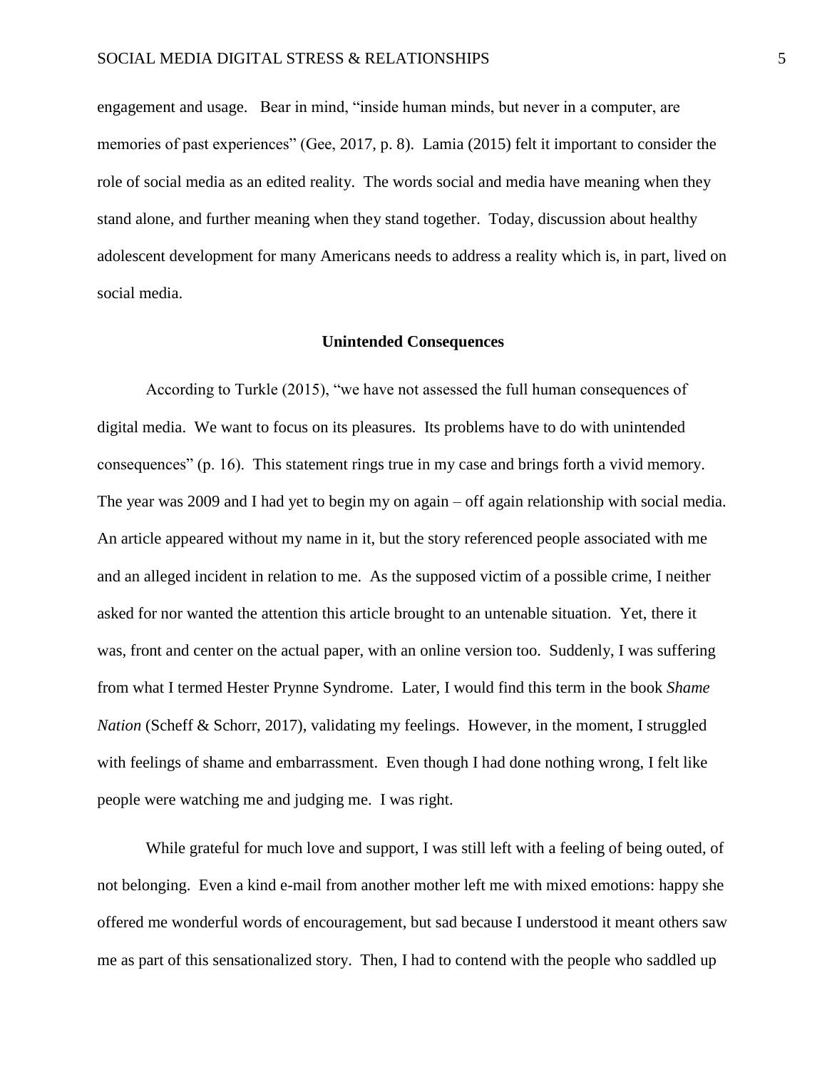engagement and usage. Bear in mind, "inside human minds, but never in a computer, are memories of past experiences" (Gee, 2017, p. 8). Lamia (2015) felt it important to consider the role of social media as an edited reality. The words social and media have meaning when they stand alone, and further meaning when they stand together. Today, discussion about healthy adolescent development for many Americans needs to address a reality which is, in part, lived on social media.

## Unintended Consequences

According to Turkle (2015), "we have not assessed the full human consequences of digital media. We want to focus on its pleasures. Its problems have to do with unintended consequences" (p. 16). This statement rings true in my case and brings forth a vivid memory. The year was 2009 and I had yet to begin my on again – off again relationship with social media. An article appeared without my name in it, but the story referenced people associated with me and an alleged incident in relation to me. As the supposed victim of a possible crime, I neither asked for nor wanted the attention this article brought to an untenable situation. Yet, there it was, front and center on the actual paper, with an online version too. Suddenly, I was suffering from what I termed Hester Prynne Syndrome. Later, I would find this term in the book *Shame Nation* (Scheff & Schorr, 2017), validating my feelings. However, in the moment, I struggled with feelings of shame and embarrassment. Even though I had done nothing wrong, I felt like people were watching me and judging me. I was right.

While grateful for much love and support, I was still left with a feeling of being outed, of not belonging. Even a kind e-mail from another mother left me with mixed emotions: happy she offered me wonderful words of encouragement, but sad because I understood it meant others saw me as part of this sensationalized story. Then, I had to contend with the people who saddled up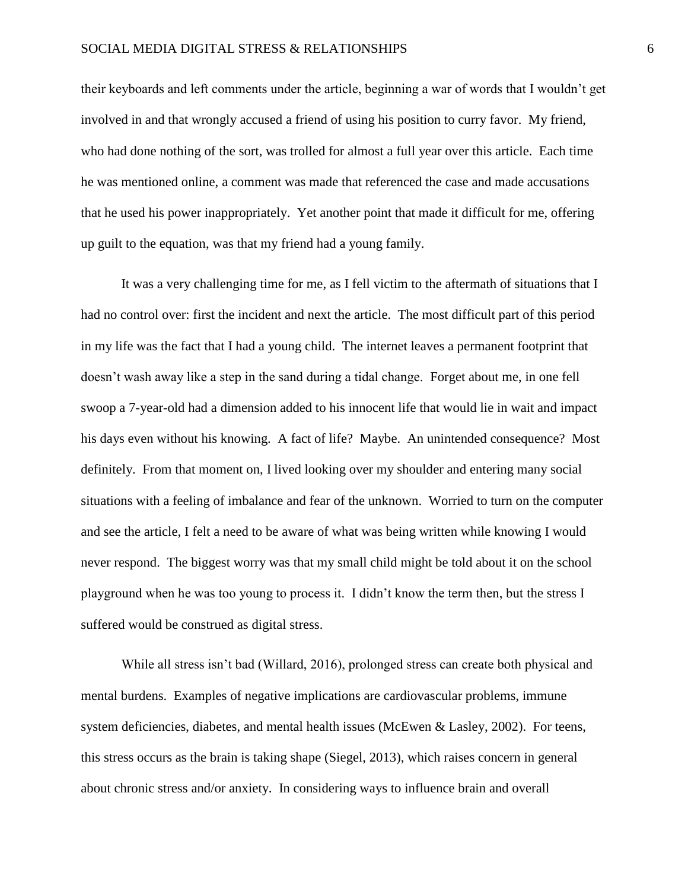their keyboards and left comments under the article, beginning a war of words that I wouldn't get involved in and that wrongly accused a friend of using his position to curry favor. My friend, who had done nothing of the sort, was trolled for almost a full year over this article. Each time he was mentioned online, a comment was made that referenced the case and made accusations that he used his power inappropriately. Yet another point that made it difficult for me, offering up guilt to the equation, was that my friend had a young family.

It was a very challenging time for me, as I fell victim to the aftermath of situations that I had no control over: first the incident and next the article. The most difficult part of this period in my life was the fact that I had a young child. The internet leaves a permanent footprint that doesn't wash away like a step in the sand during a tidal change. Forget about me, in one fell swoop a 7-year-old had a dimension added to his innocent life that would lie in wait and impact his days even without his knowing. A fact of life? Maybe. An unintended consequence? Most definitely. From that moment on, I lived looking over my shoulder and entering many social situations with a feeling of imbalance and fear of the unknown. Worried to turn on the computer and see the article, I felt a need to be aware of what was being written while knowing I would never respond. The biggest worry was that my small child might be told about it on the school playground when he was too young to process it. I didn't know the term then, but the stress I suffered would be construed as digital stress.

While all stress isn't bad (Willard, 2016), prolonged stress can create both physical and mental burdens. Examples of negative implications are cardiovascular problems, immune system deficiencies, diabetes, and mental health issues (McEwen & Lasley, 2002). For teens, this stress occurs as the brain is taking shape (Siegel, 2013), which raises concern in general about chronic stress and/or anxiety. In considering ways to influence brain and overall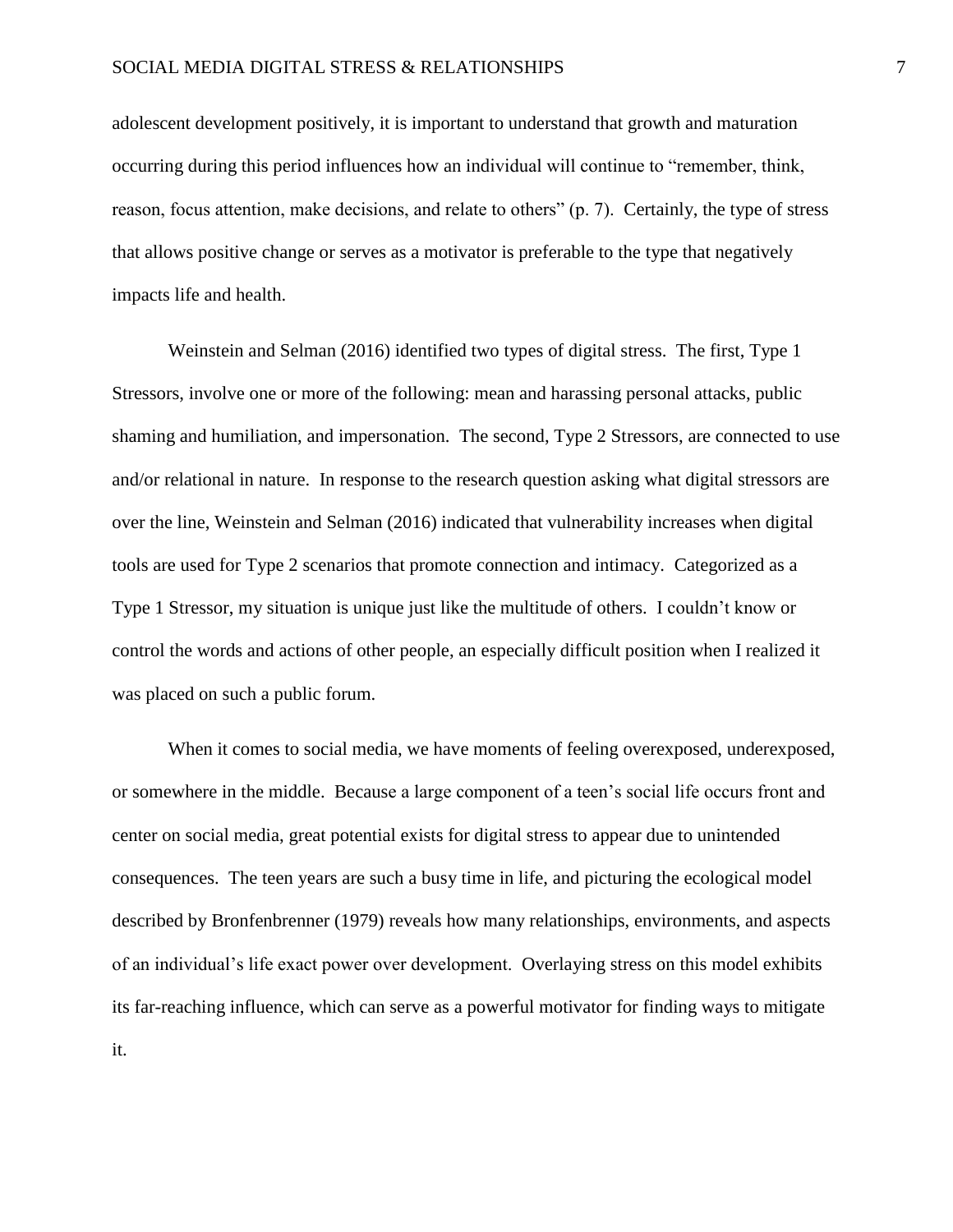adolescent development positively, it is important to understand that growth and maturation occurring during this period influences how an individual will continue to "remember, think, reason, focus attention, make decisions, and relate to others" (p. 7). Certainly, the type of stress that allows positive change or serves as a motivator is preferable to the type that negatively impacts life and health.

Weinstein and Selman (2016) identified two types of digital stress. The first, Type 1 Stressors, involve one or more of the following: mean and harassing personal attacks, public shaming and humiliation, and impersonation. The second, Type 2 Stressors, are connected to use and/or relational in nature. In response to the research question asking what digital stressors are over the line, Weinstein and Selman (2016) indicated that vulnerability increases when digital tools are used for Type 2 scenarios that promote connection and intimacy. Categorized as a Type 1 Stressor, my situation is unique just like the multitude of others. I couldn't know or control the words and actions of other people, an especially difficult position when I realized it was placed on such a public forum.

When it comes to social media, we have moments of feeling overexposed, underexposed, or somewhere in the middle. Because a large component of a teen's social life occurs front and center on social media, great potential exists for digital stress to appear due to unintended consequences. The teen years are such a busy time in life, and picturing the ecological model described by Bronfenbrenner (1979) reveals how many relationships, environments, and aspects of an individual's life exact power over development. Overlaying stress on this model exhibits its far-reaching influence, which can serve as a powerful motivator for finding ways to mitigate it.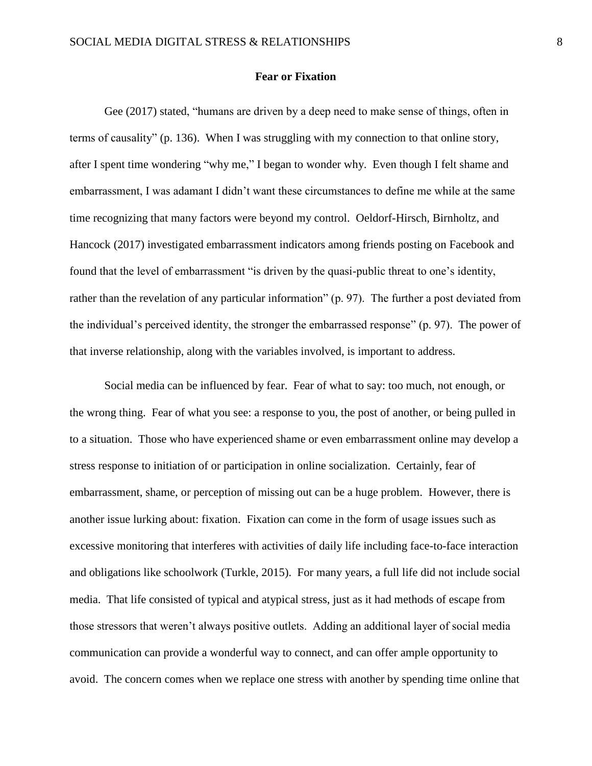## Fear or Fixation

Gee (2017) stated, "humans are driven by a deep need to make sense of things, often in terms of causality" (p. 136). When I was struggling with my connection to that online story, after I spent time wondering "why me," I began to wonder why. Even though I felt shame and embarrassment, I was adamant I didn't want these circumstances to define me while at the same time recognizing that many factors were beyond my control. Oeldorf-Hirsch, Birnholtz, and Hancock (2017) investigated embarrassment indicators among friends posting on Facebook and found that the level of embarrassment "is driven by the quasi-public threat to one's identity, rather than the revelation of any particular information" (p. 97). The further a post deviated from the individual's perceived identity, the stronger the embarrassed response" (p. 97). The power of that inverse relationship, along with the variables involved, is important to address.

Social media can be influenced by fear. Fear of what to say: too much, not enough, or the wrong thing. Fear of what you see: a response to you, the post of another, or being pulled in to a situation. Those who have experienced shame or even embarrassment online may develop a stress response to initiation of or participation in online socialization. Certainly, fear of embarrassment, shame, or perception of missing out can be a huge problem. However, there is another issue lurking about: fixation. Fixation can come in the form of usage issues such as excessive monitoring that interferes with activities of daily life including face-to-face interaction and obligations like schoolwork (Turkle, 2015). For many years, a full life did not include social media. That life consisted of typical and atypical stress, just as it had methods of escape from those stressors that weren't always positive outlets. Adding an additional layer of social media communication can provide a wonderful way to connect, and can offer ample opportunity to avoid. The concern comes when we replace one stress with another by spending time online that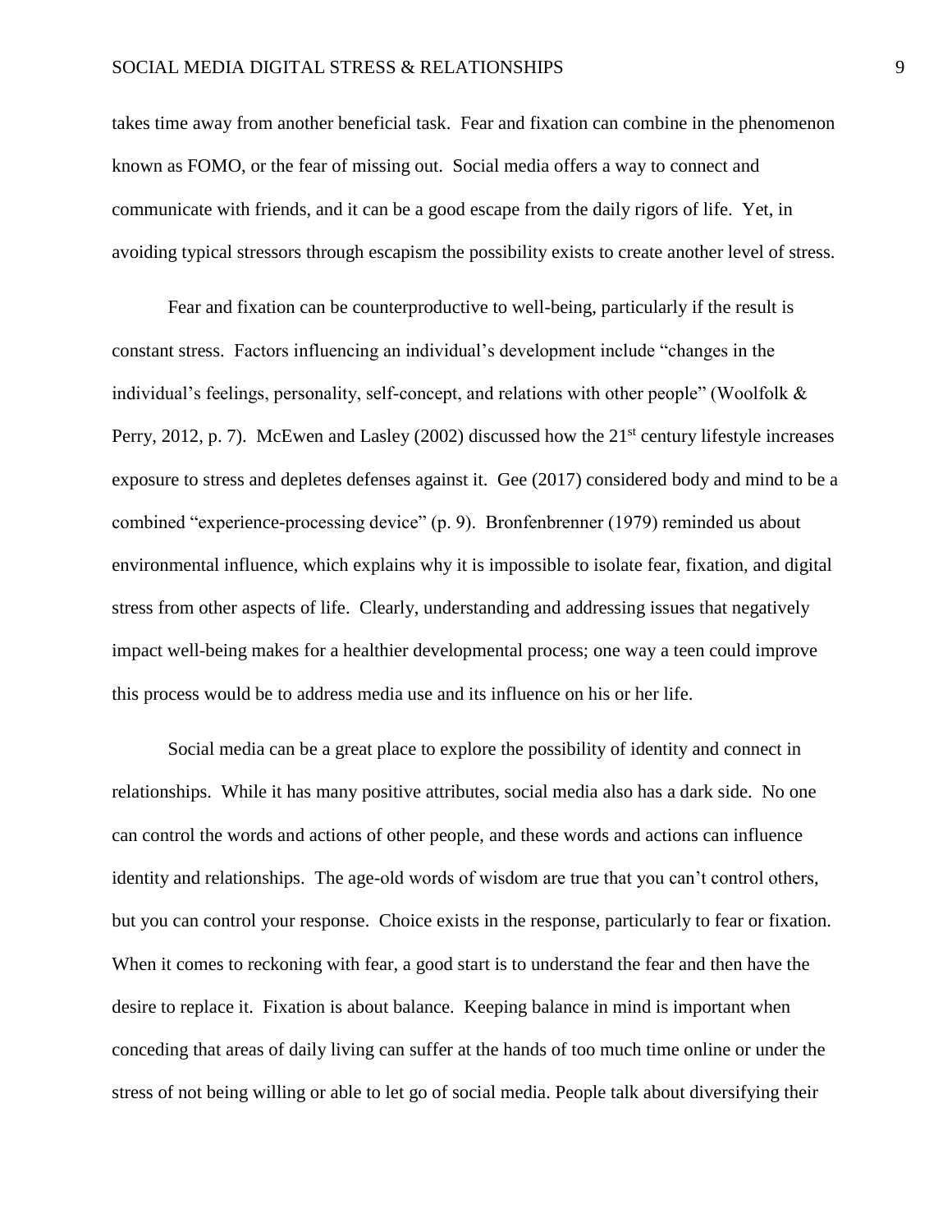takes time away from another beneficial task. Fear and fixation can combine in the phenomenon known as FOMO, or the fear of missing out. Social media offers a way to connect and communicate with friends, and it can be a good escape from the daily rigors of life. Yet, in avoiding typical stressors through escapism the possibility exists to create another level of stress.

Fear and fixation can be counterproductive to well-being, particularly if the result is constant stress. Factors influencing an individual's development include "changes in the individual's feelings, personality, self-concept, and relations with other people" (Woolfolk & Perry, 2012, p. 7). McEwen and Lasley (2002) discussed how the 21st century lifestyle increases exposure to stress and depletes defenses against it. Gee (2017) considered body and mind to be a combined "experience-processing device" (p. 9). Bronfenbrenner (1979) reminded us about environmental influence, which explains why it is impossible to isolate fear, fixation, and digital stress from other aspects of life. Clearly, understanding and addressing issues that negatively impact well-being makes for a healthier developmental process; one way a teen could improve this process would be to address media use and its influence on his or her life.

Social media can be a great place to explore the possibility of identity and connect in relationships. While it has many positive attributes, social media also has a dark side. No one can control the words and actions of other people, and these words and actions can influence identity and relationships. The age-old words of wisdom are true that you can't control others, but you can control your response. Choice exists in the response, particularly to fear or fixation. When it comes to reckoning with fear, a good start is to understand the fear and then have the desire to replace it. Fixation is about balance. Keeping balance in mind is important when conceding that areas of daily living can suffer at the hands of too much time online or under the stress of not being willing or able to let go of social media. People talk about diversifying their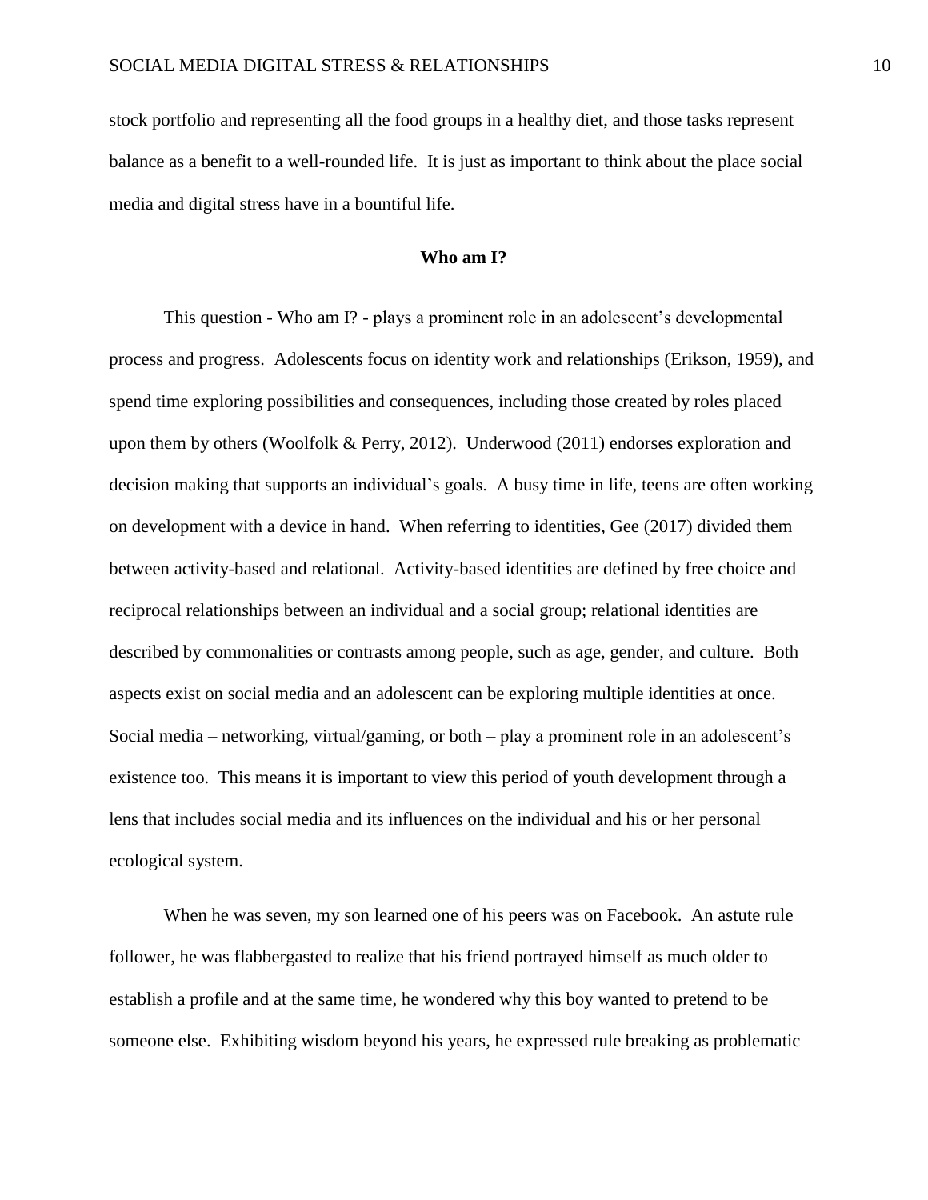stock portfolio and representing all the food groups in a healthy diet, and those tasks represent balance as a benefit to a well-rounded life. It is just as important to think about the place social media and digital stress have in a bountiful life.

## Who am I?

This question - Who am I? - plays a prominent role in an adolescent's developmental process and progress. Adolescents focus on identity work and relationships (Erikson, 1959), and spend time exploring possibilities and consequences, including those created by roles placed upon them by others (Woolfolk & Perry, 2012). Underwood (2011) endorses exploration and decision making that supports an individual's goals. A busy time in life, teens are often working on development with a device in hand. When referring to identities, Gee (2017) divided them between activity-based and relational. Activity-based identities are defined by free choice and reciprocal relationships between an individual and a social group; relational identities are described by commonalities or contrasts among people, such as age, gender, and culture. Both aspects exist on social media and an adolescent can be exploring multiple identities at once. Social media – networking, virtual/gaming, or both – play a prominent role in an adolescent's existence too. This means it is important to view this period of youth development through a lens that includes social media and its influences on the individual and his or her personal ecological system.

When he was seven, my son learned one of his peers was on Facebook. An astute rule follower, he was flabbergasted to realize that his friend portrayed himself as much older to establish a profile and at the same time, he wondered why this boy wanted to pretend to be someone else. Exhibiting wisdom beyond his years, he expressed rule breaking as problematic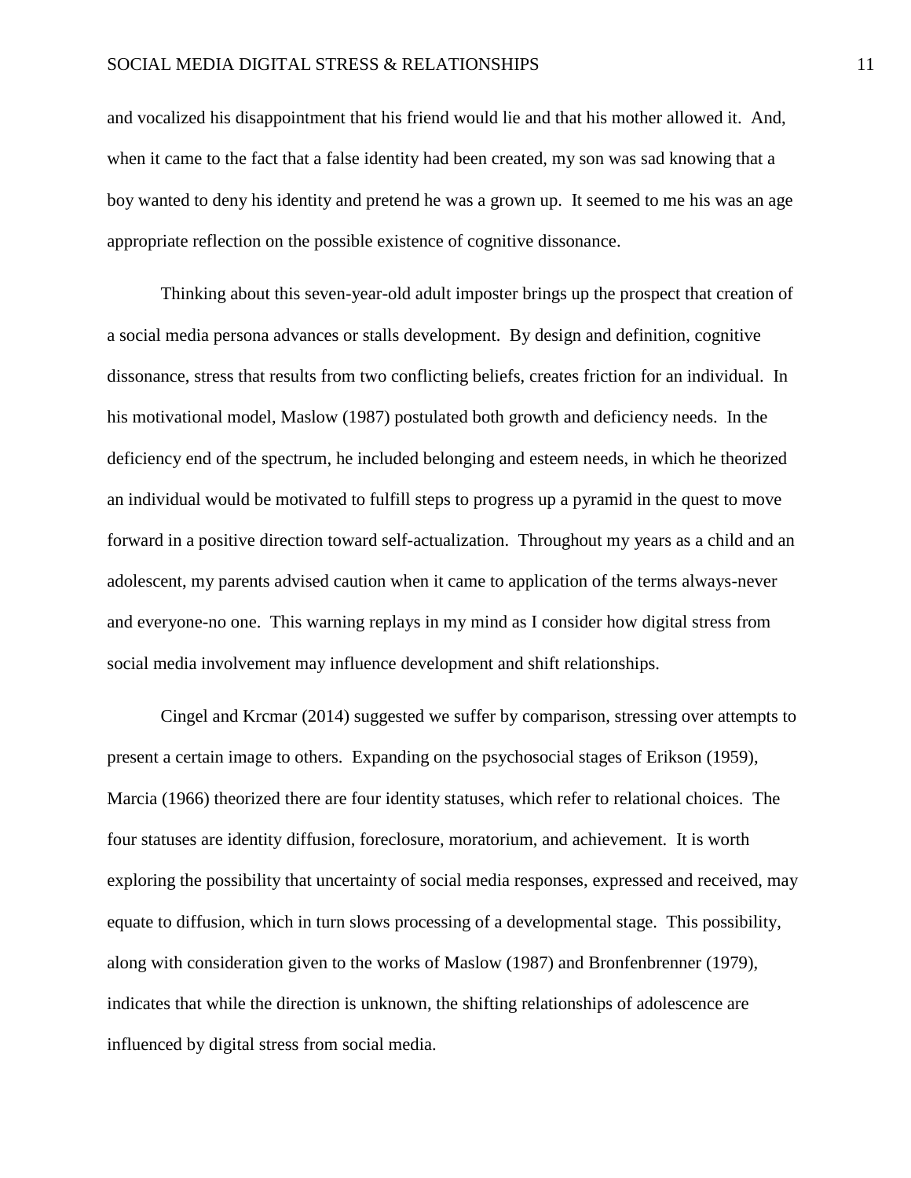and vocalized his disappointment that his friend would lie and that his mother allowed it. And, when it came to the fact that a false identity had been created, my son was sad knowing that a boy wanted to deny his identity and pretend he was a grown up. It seemed to me his was an age appropriate reflection on the possible existence of cognitive dissonance.

Thinking about this seven-year-old adult imposter brings up the prospect that creation of a social media persona advances or stalls development. By design and definition, cognitive dissonance, stress that results from two conflicting beliefs, creates friction for an individual. In his motivational model, Maslow (1987) postulated both growth and deficiency needs. In the deficiency end of the spectrum, he included belonging and esteem needs, in which he theorized an individual would be motivated to fulfill steps to progress up a pyramid in the quest to move forward in a positive direction toward self-actualization. Throughout my years as a child and an adolescent, my parents advised caution when it came to application of the terms always-never and everyone-no one. This warning replays in my mind as I consider how digital stress from social media involvement may influence development and shift relationships.

Cingel and Krcmar (2014) suggested we suffer by comparison, stressing over attempts to present a certain image to others. Expanding on the psychosocial stages of Erikson (1959), Marcia (1966) theorized there are four identity statuses, which refer to relational choices. The four statuses are identity diffusion, foreclosure, moratorium, and achievement. It is worth exploring the possibility that uncertainty of social media responses, expressed and received, may equate to diffusion, which in turn slows processing of a developmental stage. This possibility, along with consideration given to the works of Maslow (1987) and Bronfenbrenner (1979), indicates that while the direction is unknown, the shifting relationships of adolescence are influenced by digital stress from social media.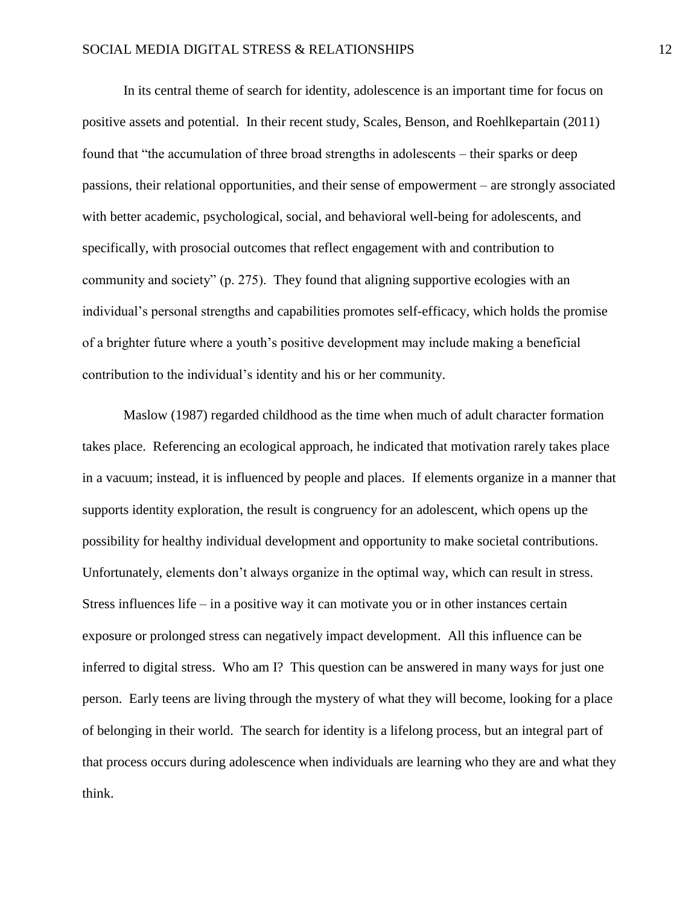In its central theme of search for identity, adolescence is an important time for focus on positive assets and potential. In their recent study, Scales, Benson, and Roehlkepartain (2011) found that “the accumulation of three broad strengths in adolescents – their sparks or deep passions, their relational opportunities, and their sense of empowerment – are strongly associated with better academic, psychological, social, and behavioral well-being for adolescents, and specifically, with prosocial outcomes that reflect engagement with and contribution to community and society” (p. 275). They found that aligning supportive ecologies with an individual’s personal strengths and capabilities promotes self-efficacy, which holds the promise of a brighter future where a youth’s positive development may include making a beneficial contribution to the individual’s identity and his or her community.

Maslow (1987) regarded childhood as the time when much of adult character formation takes place. Referencing an ecological approach, he indicated that motivation rarely takes place in a vacuum; instead, it is influenced by people and places. If elements organize in a manner that supports identity exploration, the result is congruency for an adolescent, which opens up the possibility for healthy individual development and opportunity to make societal contributions. Unfortunately, elements don’t always organize in the optimal way, which can result in stress. Stress influences life – in a positive way it can motivate you or in other instances certain exposure or prolonged stress can negatively impact development. All this influence can be inferred to digital stress. Who am I? This question can be answered in many ways for just one person. Early teens are living through the mystery of what they will become, looking for a place of belonging in their world. The search for identity is a lifelong process, but an integral part of that process occurs during adolescence when individuals are learning who they are and what they think.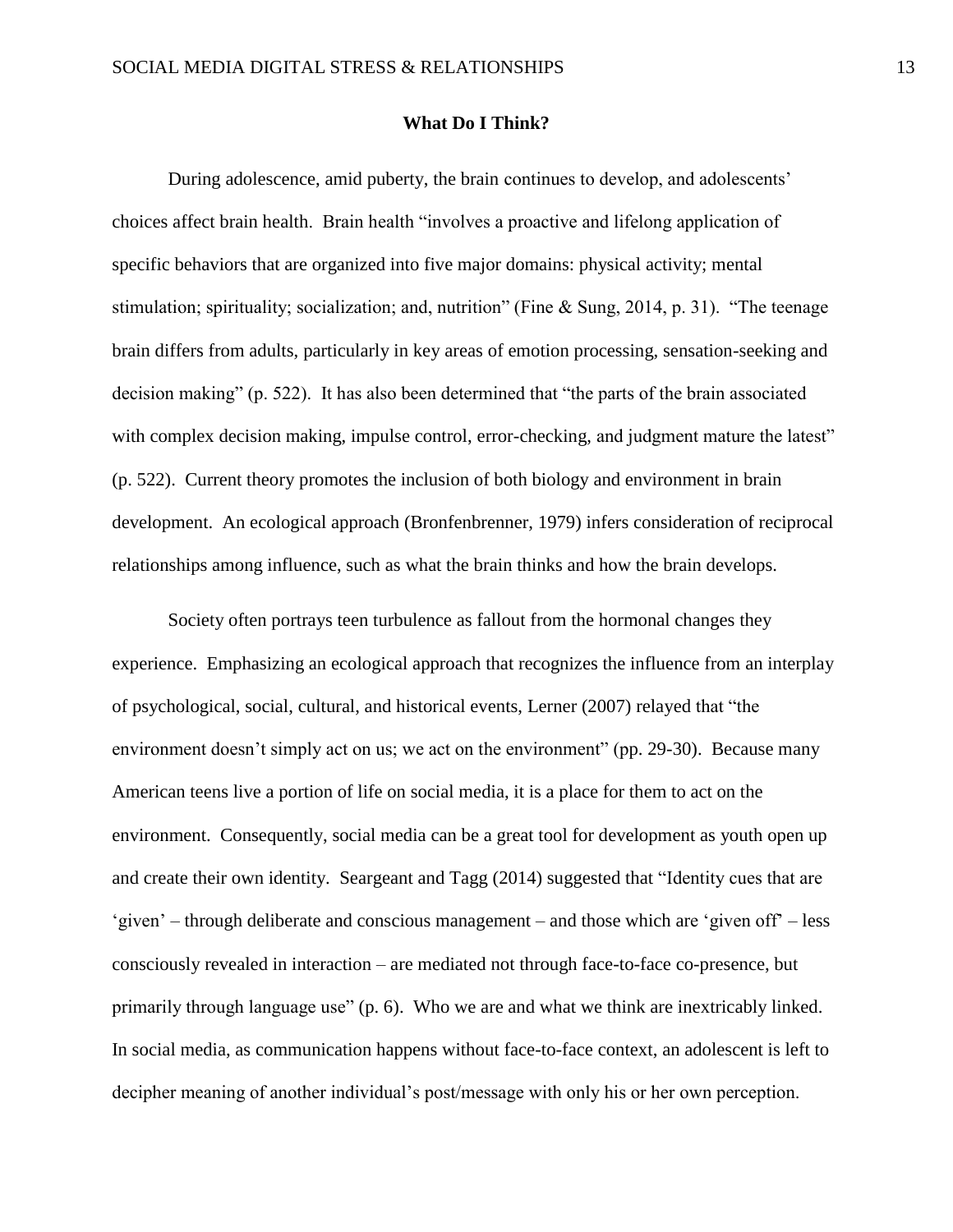## What Do I Think?

During adolescence, amid puberty, the brain continues to develop, and adolescents' choices affect brain health. Brain health "involves a proactive and lifelong application of specific behaviors that are organized into five major domains: physical activity; mental stimulation; spirituality; socialization; and, nutrition" (Fine & Sung, 2014, p. 31). "The teenage brain differs from adults, particularly in key areas of emotion processing, sensation-seeking and decision making" (p. 522). It has also been determined that "the parts of the brain associated with complex decision making, impulse control, error-checking, and judgment mature the latest" (p. 522). Current theory promotes the inclusion of both biology and environment in brain development. An ecological approach (Bronfenbrenner, 1979) infers consideration of reciprocal relationships among influence, such as what the brain thinks and how the brain develops.

Society often portrays teen turbulence as fallout from the hormonal changes they experience. Emphasizing an ecological approach that recognizes the influence from an interplay of psychological, social, cultural, and historical events, Lerner (2007) relayed that "the environment doesn't simply act on us; we act on the environment" (pp. 29-30). Because many American teens live a portion of life on social media, it is a place for them to act on the environment. Consequently, social media can be a great tool for development as youth open up and create their own identity. Seargeant and Tagg (2014) suggested that "Identity cues that are 'given' – through deliberate and conscious management – and those which are 'given off' – less consciously revealed in interaction – are mediated not through face-to-face co-presence, but primarily through language use" (p. 6). Who we are and what we think are inextricably linked. In social media, as communication happens without face-to-face context, an adolescent is left to decipher meaning of another individual's post/message with only his or her own perception.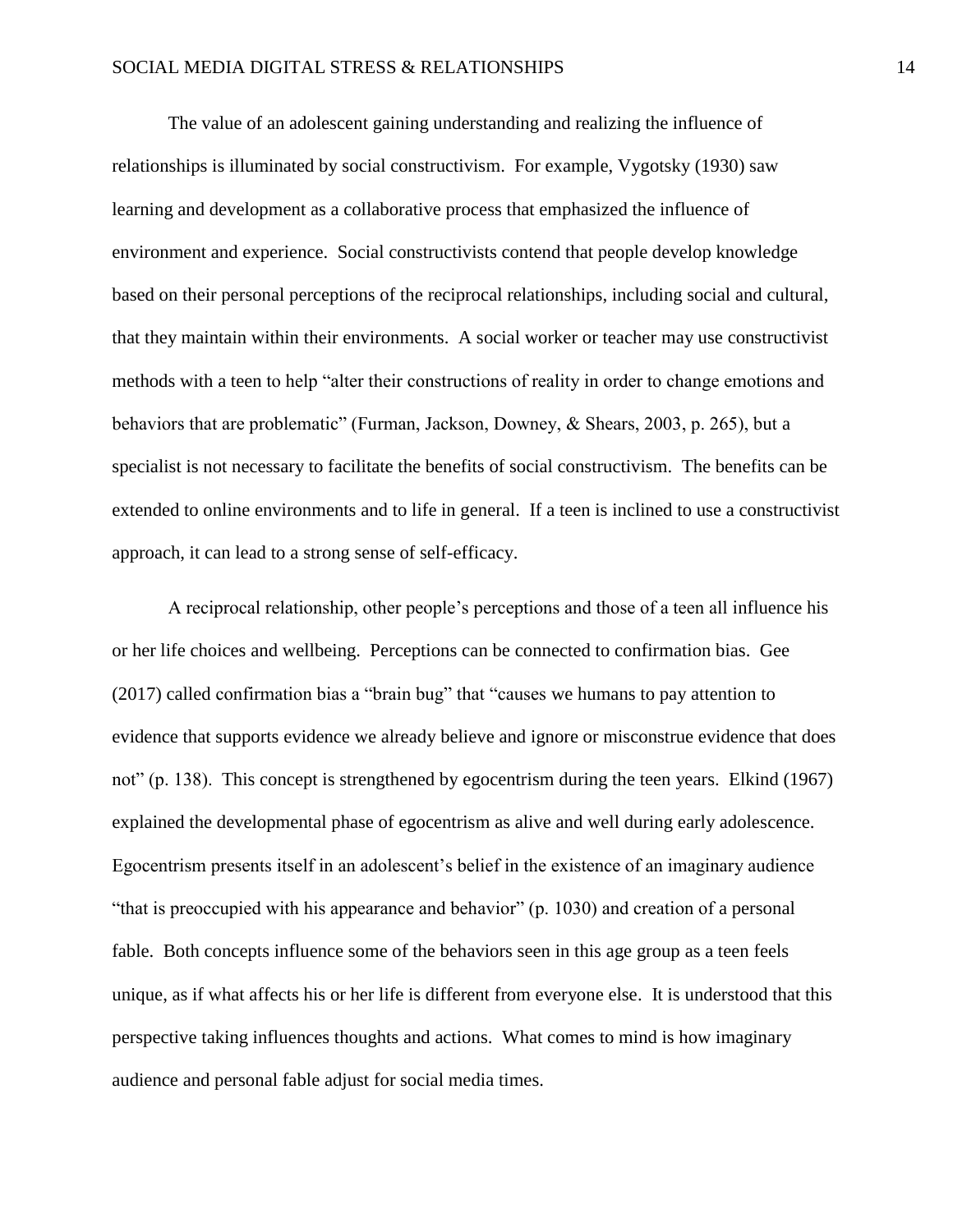The value of an adolescent gaining understanding and realizing the influence of relationships is illuminated by social constructivism. For example, Vygotsky (1930) saw learning and development as a collaborative process that emphasized the influence of environment and experience. Social constructivists contend that people develop knowledge based on their personal perceptions of the reciprocal relationships, including social and cultural, that they maintain within their environments. A social worker or teacher may use constructivist methods with a teen to help "alter their constructions of reality in order to change emotions and behaviors that are problematic" (Furman, Jackson, Downey, & Shears, 2003, p. 265), but a specialist is not necessary to facilitate the benefits of social constructivism. The benefits can be extended to online environments and to life in general. If a teen is inclined to use a constructivist approach, it can lead to a strong sense of self-efficacy.

A reciprocal relationship, other people's perceptions and those of a teen all influence his or her life choices and wellbeing. Perceptions can be connected to confirmation bias. Gee (2017) called confirmation bias a "brain bug" that "causes we humans to pay attention to evidence that supports evidence we already believe and ignore or misconstrue evidence that does not" (p. 138). This concept is strengthened by egocentrism during the teen years. Elkind (1967) explained the developmental phase of egocentrism as alive and well during early adolescence. Egocentrism presents itself in an adolescent's belief in the existence of an imaginary audience "that is preoccupied with his appearance and behavior" (p. 1030) and creation of a personal fable. Both concepts influence some of the behaviors seen in this age group as a teen feels unique, as if what affects his or her life is different from everyone else. It is understood that this perspective taking influences thoughts and actions. What comes to mind is how imaginary audience and personal fable adjust for social media times.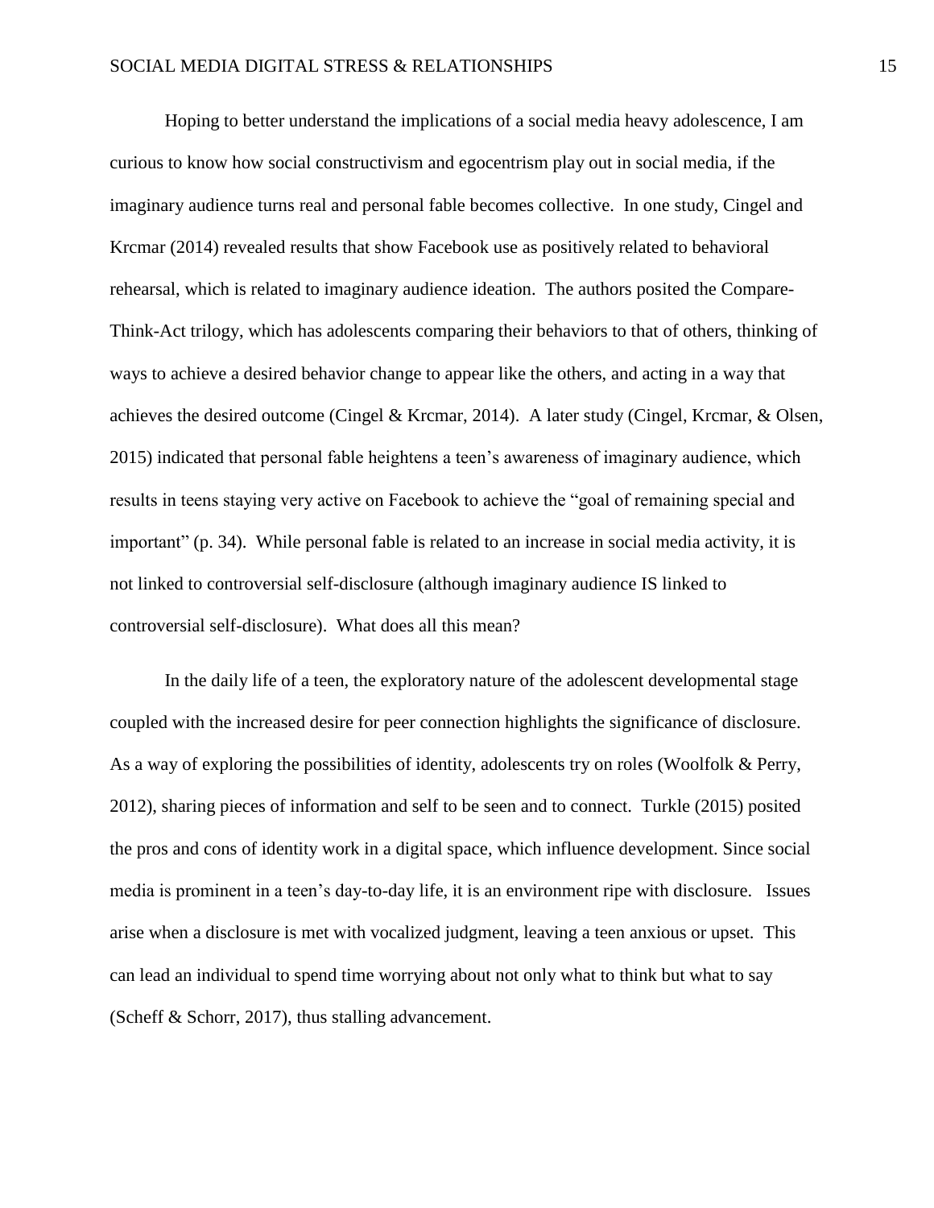Hoping to better understand the implications of a social media heavy adolescence, I am curious to know how social constructivism and egocentrism play out in social media, if the imaginary audience turns real and personal fable becomes collective. In one study, Cingel and Krcmar (2014) revealed results that show Facebook use as positively related to behavioral rehearsal, which is related to imaginary audience ideation. The authors posited the Compare-Think-Act trilogy, which has adolescents comparing their behaviors to that of others, thinking of ways to achieve a desired behavior change to appear like the others, and acting in a way that achieves the desired outcome (Cingel & Krcmar, 2014). A later study (Cingel, Krcmar, & Olsen, 2015) indicated that personal fable heightens a teen's awareness of imaginary audience, which results in teens staying very active on Facebook to achieve the "goal of remaining special and important" (p. 34). While personal fable is related to an increase in social media activity, it is not linked to controversial self-disclosure (although imaginary audience IS linked to controversial self-disclosure). What does all this mean?

In the daily life of a teen, the exploratory nature of the adolescent developmental stage coupled with the increased desire for peer connection highlights the significance of disclosure. As a way of exploring the possibilities of identity, adolescents try on roles (Woolfolk & Perry, 2012), sharing pieces of information and self to be seen and to connect. Turkle (2015) posited the pros and cons of identity work in a digital space, which influence development. Since social media is prominent in a teen's day-to-day life, it is an environment ripe with disclosure. Issues arise when a disclosure is met with vocalized judgment, leaving a teen anxious or upset. This can lead an individual to spend time worrying about not only what to think but what to say (Scheff & Schorr, 2017), thus stalling advancement.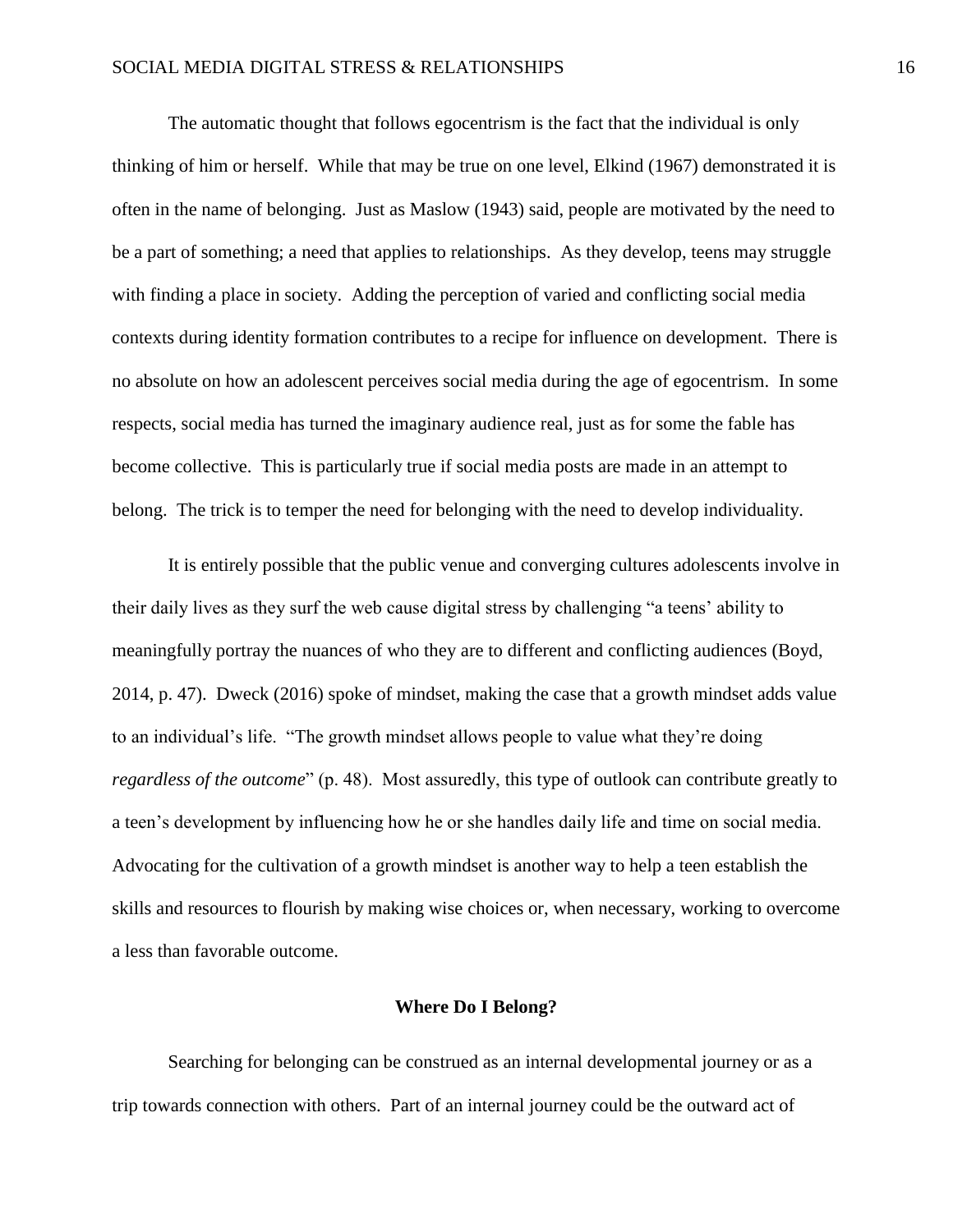The automatic thought that follows egocentrism is the fact that the individual is only thinking of him or herself. While that may be true on one level, Elkind (1967) demonstrated it is often in the name of belonging. Just as Maslow (1943) said, people are motivated by the need to be a part of something; a need that applies to relationships. As they develop, teens may struggle with finding a place in society. Adding the perception of varied and conflicting social media contexts during identity formation contributes to a recipe for influence on development. There is no absolute on how an adolescent perceives social media during the age of egocentrism. In some respects, social media has turned the imaginary audience real, just as for some the fable has become collective. This is particularly true if social media posts are made in an attempt to belong. The trick is to temper the need for belonging with the need to develop individuality.

It is entirely possible that the public venue and converging cultures adolescents involve in their daily lives as they surf the web cause digital stress by challenging "a teens' ability to meaningfully portray the nuances of who they are to different and conflicting audiences (Boyd, 2014, p. 47). Dweck (2016) spoke of mindset, making the case that a growth mindset adds value to an individual's life. "The growth mindset allows people to value what they're doing *regardless of the outcome*" (p. 48). Most assuredly, this type of outlook can contribute greatly to a teen's development by influencing how he or she handles daily life and time on social media. Advocating for the cultivation of a growth mindset is another way to help a teen establish the skills and resources to flourish by making wise choices or, when necessary, working to overcome a less than favorable outcome.

## Where Do I Belong?

Searching for belonging can be construed as an internal developmental journey or as a trip towards connection with others. Part of an internal journey could be the outward act of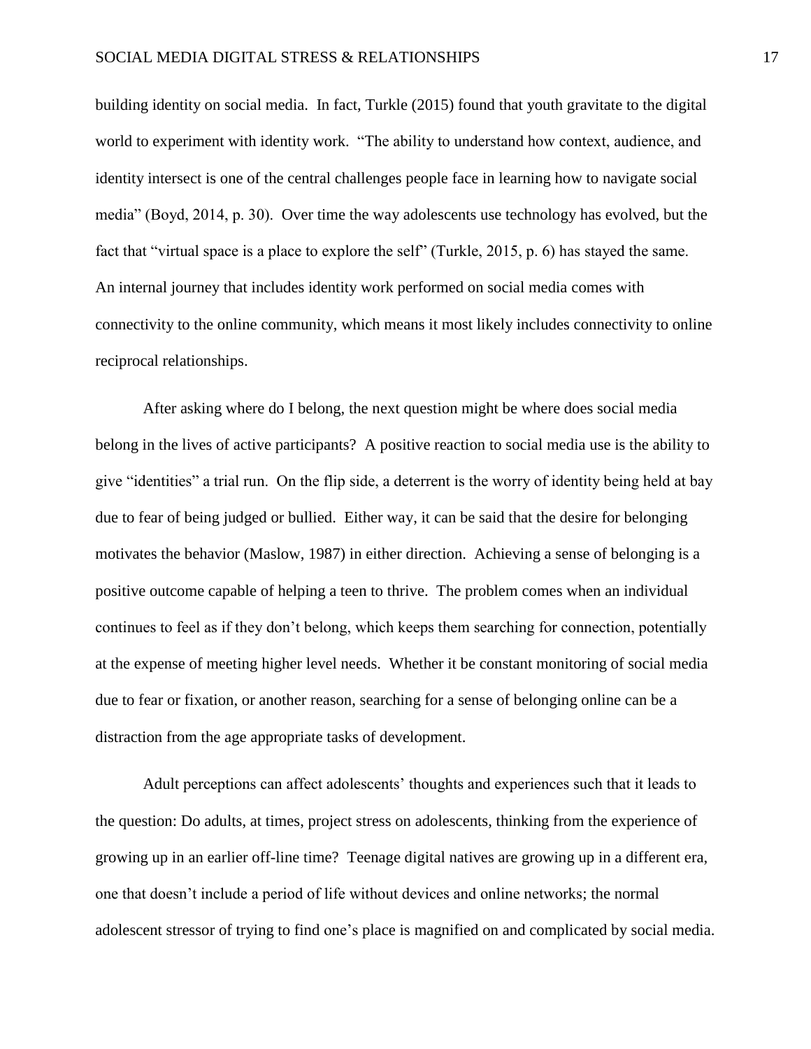building identity on social media. In fact, Turkle (2015) found that youth gravitate to the digital world to experiment with identity work. "The ability to understand how context, audience, and identity intersect is one of the central challenges people face in learning how to navigate social media" (Boyd, 2014, p. 30). Over time the way adolescents use technology has evolved, but the fact that "virtual space is a place to explore the self" (Turkle, 2015, p. 6) has stayed the same. An internal journey that includes identity work performed on social media comes with connectivity to the online community, which means it most likely includes connectivity to online reciprocal relationships.

After asking where do I belong, the next question might be where does social media belong in the lives of active participants? A positive reaction to social media use is the ability to give "identities" a trial run. On the flip side, a deterrent is the worry of identity being held at bay due to fear of being judged or bullied. Either way, it can be said that the desire for belonging motivates the behavior (Maslow, 1987) in either direction. Achieving a sense of belonging is a positive outcome capable of helping a teen to thrive. The problem comes when an individual continues to feel as if they don't belong, which keeps them searching for connection, potentially at the expense of meeting higher level needs. Whether it be constant monitoring of social media due to fear or fixation, or another reason, searching for a sense of belonging online can be a distraction from the age appropriate tasks of development.

Adult perceptions can affect adolescents' thoughts and experiences such that it leads to the question: Do adults, at times, project stress on adolescents, thinking from the experience of growing up in an earlier off-line time? Teenage digital natives are growing up in a different era, one that doesn't include a period of life without devices and online networks; the normal adolescent stressor of trying to find one's place is magnified on and complicated by social media.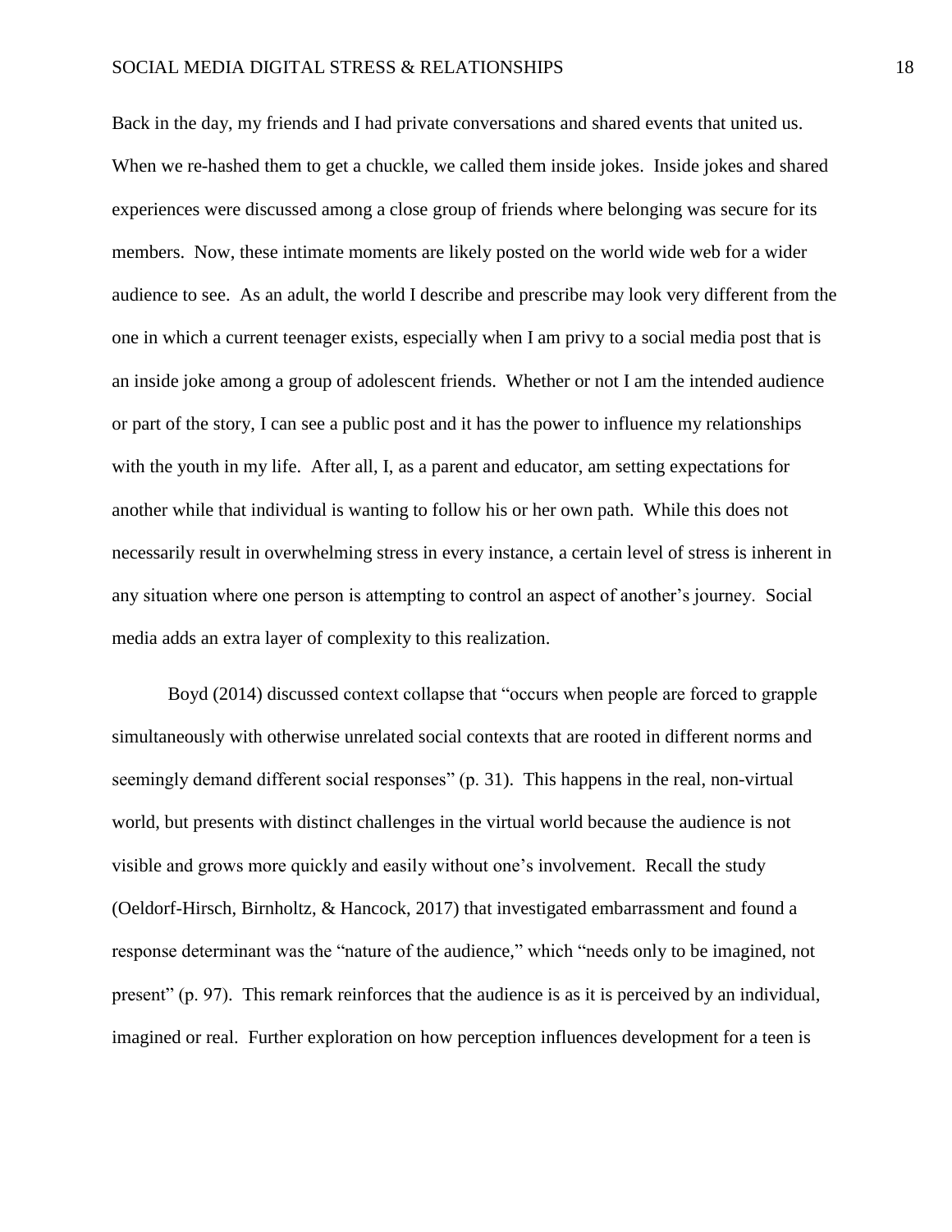Back in the day, my friends and I had private conversations and shared events that united us. When we re-hashed them to get a chuckle, we called them inside jokes. Inside jokes and shared experiences were discussed among a close group of friends where belonging was secure for its members. Now, these intimate moments are likely posted on the world wide web for a wider audience to see. As an adult, the world I describe and prescribe may look very different from the one in which a current teenager exists, especially when I am privy to a social media post that is an inside joke among a group of adolescent friends. Whether or not I am the intended audience or part of the story, I can see a public post and it has the power to influence my relationships with the youth in my life. After all, I, as a parent and educator, am setting expectations for another while that individual is wanting to follow his or her own path. While this does not necessarily result in overwhelming stress in every instance, a certain level of stress is inherent in any situation where one person is attempting to control an aspect of another's journey. Social media adds an extra layer of complexity to this realization.

Boyd (2014) discussed context collapse that "occurs when people are forced to grapple simultaneously with otherwise unrelated social contexts that are rooted in different norms and seemingly demand different social responses" (p. 31). This happens in the real, non-virtual world, but presents with distinct challenges in the virtual world because the audience is not visible and grows more quickly and easily without one's involvement. Recall the study (Oeldorf-Hirsch, Birnholtz, & Hancock, 2017) that investigated embarrassment and found a response determinant was the "nature of the audience," which "needs only to be imagined, not present" (p. 97). This remark reinforces that the audience is as it is perceived by an individual, imagined or real. Further exploration on how perception influences development for a teen is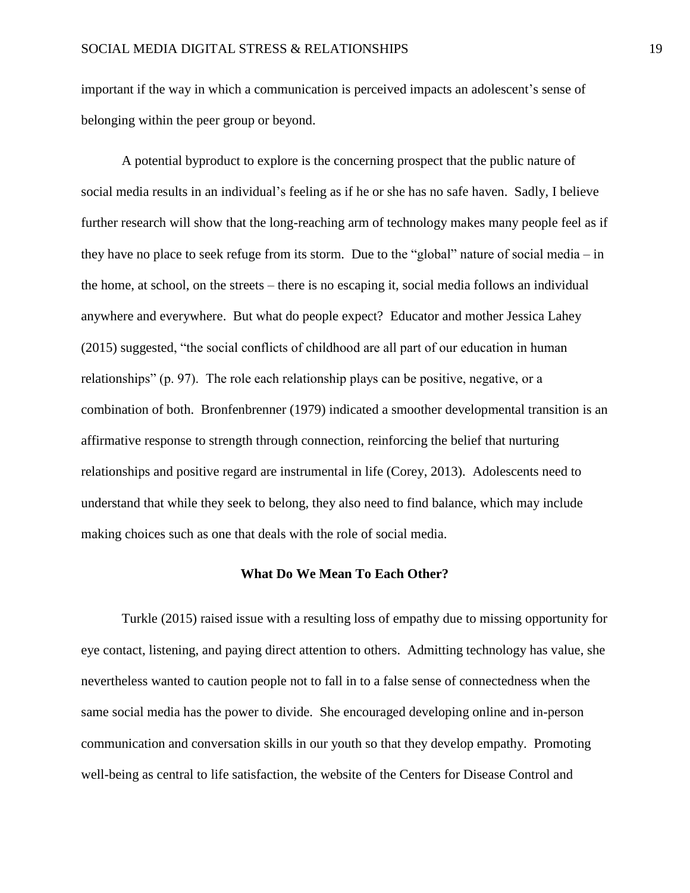important if the way in which a communication is perceived impacts an adolescent's sense of belonging within the peer group or beyond.

A potential byproduct to explore is the concerning prospect that the public nature of social media results in an individual's feeling as if he or she has no safe haven. Sadly, I believe further research will show that the long-reaching arm of technology makes many people feel as if they have no place to seek refuge from its storm. Due to the "global" nature of social media – in the home, at school, on the streets – there is no escaping it, social media follows an individual anywhere and everywhere. But what do people expect? Educator and mother Jessica Lahey (2015) suggested, "the social conflicts of childhood are all part of our education in human relationships" (p. 97). The role each relationship plays can be positive, negative, or a combination of both. Bronfenbrenner (1979) indicated a smoother developmental transition is an affirmative response to strength through connection, reinforcing the belief that nurturing relationships and positive regard are instrumental in life (Corey, 2013). Adolescents need to understand that while they seek to belong, they also need to find balance, which may include making choices such as one that deals with the role of social media.

## What Do We Mean To Each Other?

Turkle (2015) raised issue with a resulting loss of empathy due to missing opportunity for eye contact, listening, and paying direct attention to others. Admitting technology has value, she nevertheless wanted to caution people not to fall in to a false sense of connectedness when the same social media has the power to divide. She encouraged developing online and in-person communication and conversation skills in our youth so that they develop empathy. Promoting well-being as central to life satisfaction, the website of the Centers for Disease Control and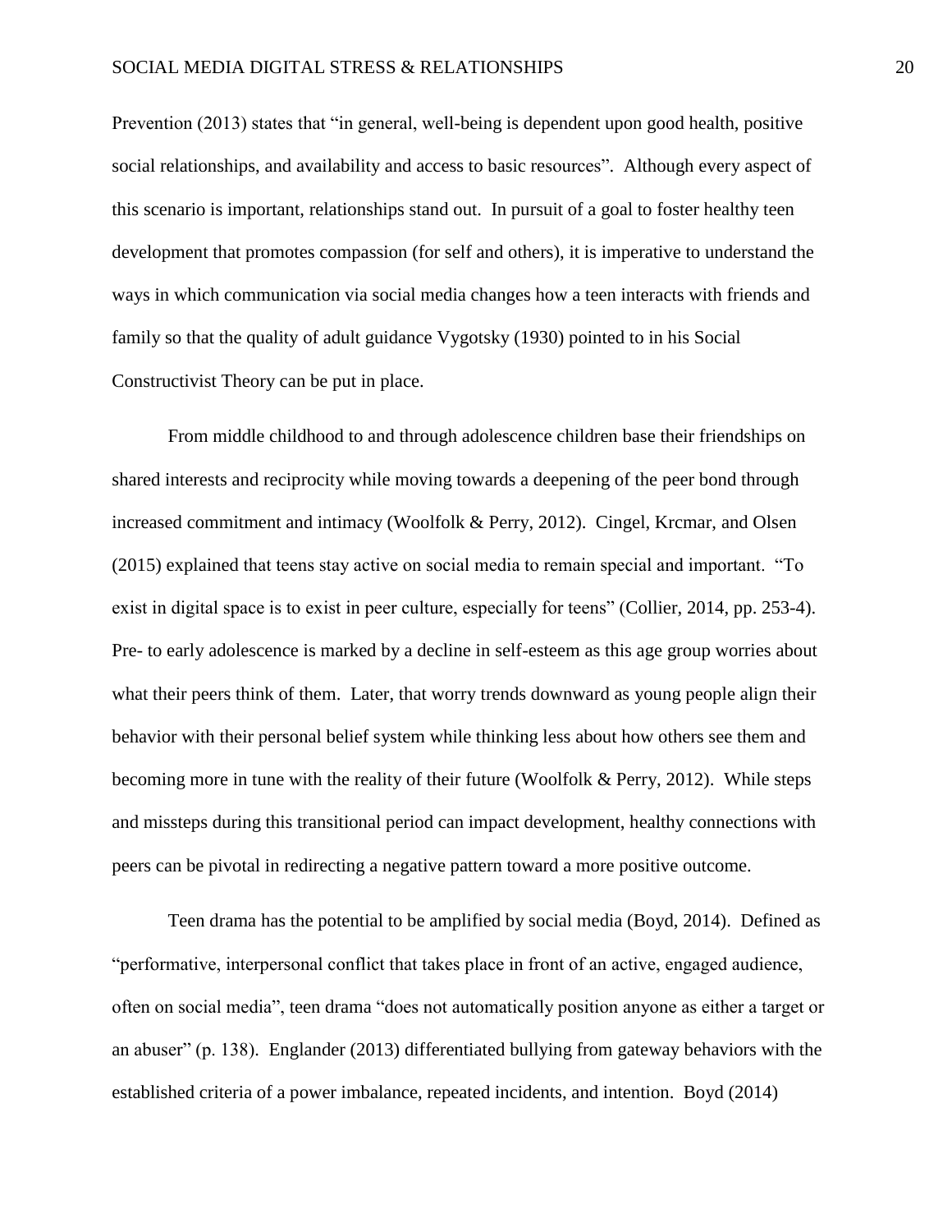Prevention (2013) states that "in general, well-being is dependent upon good health, positive social relationships, and availability and access to basic resources". Although every aspect of this scenario is important, relationships stand out. In pursuit of a goal to foster healthy teen development that promotes compassion (for self and others), it is imperative to understand the ways in which communication via social media changes how a teen interacts with friends and family so that the quality of adult guidance Vygotsky (1930) pointed to in his Social Constructivist Theory can be put in place.

From middle childhood to and through adolescence children base their friendships on shared interests and reciprocity while moving towards a deepening of the peer bond through increased commitment and intimacy (Woolfolk & Perry, 2012). Cingel, Krcmar, and Olsen (2015) explained that teens stay active on social media to remain special and important. "To exist in digital space is to exist in peer culture, especially for teens" (Collier, 2014, pp. 253-4). Pre- to early adolescence is marked by a decline in self-esteem as this age group worries about what their peers think of them. Later, that worry trends downward as young people align their behavior with their personal belief system while thinking less about how others see them and becoming more in tune with the reality of their future (Woolfolk & Perry, 2012). While steps and missteps during this transitional period can impact development, healthy connections with peers can be pivotal in redirecting a negative pattern toward a more positive outcome.

Teen drama has the potential to be amplified by social media (Boyd, 2014). Defined as "performative, interpersonal conflict that takes place in front of an active, engaged audience, often on social media", teen drama "does not automatically position anyone as either a target or an abuser" (p. 138). Englander (2013) differentiated bullying from gateway behaviors with the established criteria of a power imbalance, repeated incidents, and intention. Boyd (2014)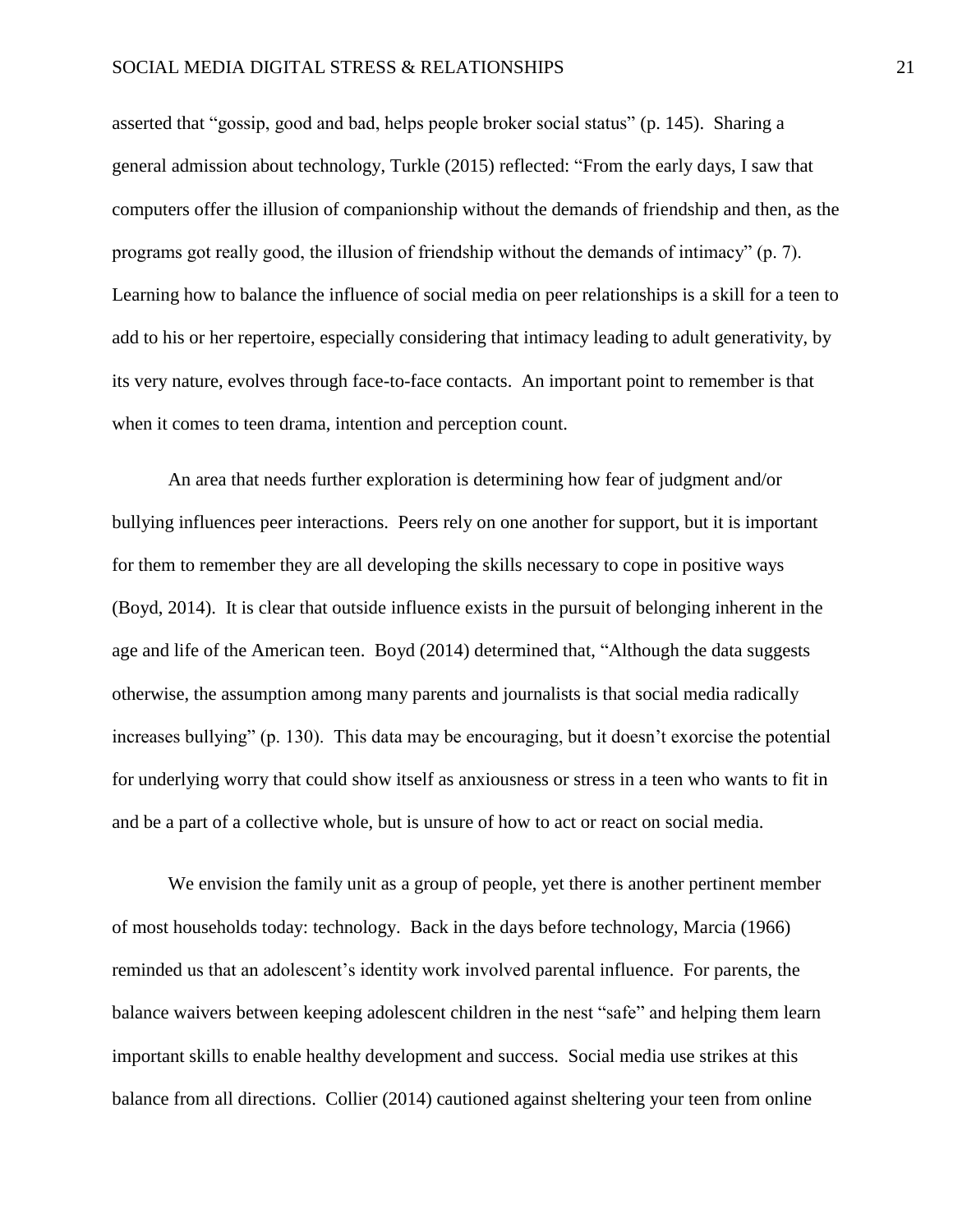asserted that “gossip, good and bad, helps people broker social status” (p. 145). Sharing a general admission about technology, Turkle (2015) reflected: “From the early days, I saw that computers offer the illusion of companionship without the demands of friendship and then, as the programs got really good, the illusion of friendship without the demands of intimacy” (p. 7). Learning how to balance the influence of social media on peer relationships is a skill for a teen to add to his or her repertoire, especially considering that intimacy leading to adult generativity, by its very nature, evolves through face-to-face contacts. An important point to remember is that when it comes to teen drama, intention and perception count.

An area that needs further exploration is determining how fear of judgment and/or bullying influences peer interactions. Peers rely on one another for support, but it is important for them to remember they are all developing the skills necessary to cope in positive ways (Boyd, 2014). It is clear that outside influence exists in the pursuit of belonging inherent in the age and life of the American teen. Boyd (2014) determined that, “Although the data suggests otherwise, the assumption among many parents and journalists is that social media radically increases bullying” (p. 130). This data may be encouraging, but it doesn’t exorcise the potential for underlying worry that could show itself as anxiousness or stress in a teen who wants to fit in and be a part of a collective whole, but is unsure of how to act or react on social media.

We envision the family unit as a group of people, yet there is another pertinent member of most households today: technology. Back in the days before technology, Marcia (1966) reminded us that an adolescent’s identity work involved parental influence. For parents, the balance waivers between keeping adolescent children in the nest “safe” and helping them learn important skills to enable healthy development and success. Social media use strikes at this balance from all directions. Collier (2014) cautioned against sheltering your teen from online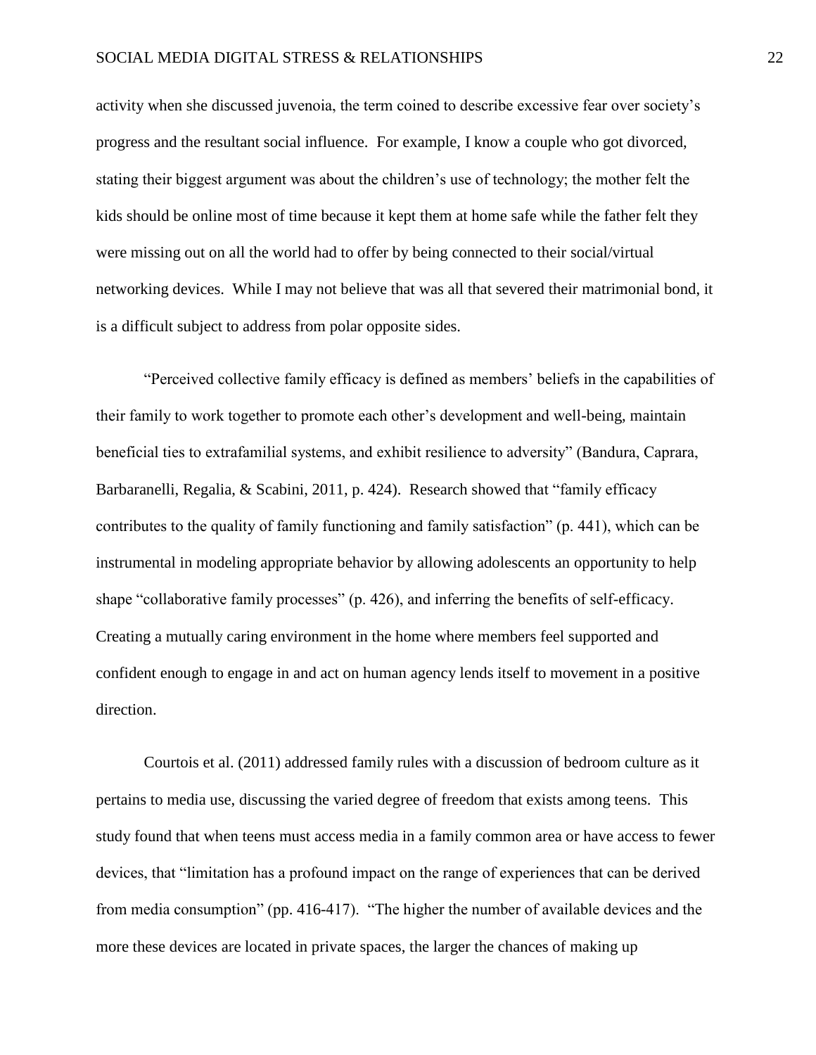activity when she discussed juvenoia, the term coined to describe excessive fear over society's progress and the resultant social influence. For example, I know a couple who got divorced, stating their biggest argument was about the children's use of technology; the mother felt the kids should be online most of time because it kept them at home safe while the father felt they were missing out on all the world had to offer by being connected to their social/virtual networking devices. While I may not believe that was all that severed their matrimonial bond, it is a difficult subject to address from polar opposite sides.

"Perceived collective family efficacy is defined as members' beliefs in the capabilities of their family to work together to promote each other's development and well-being, maintain beneficial ties to extrafamilial systems, and exhibit resilience to adversity" (Bandura, Caprara, Barbaranelli, Regalia, & Scabini, 2011, p. 424). Research showed that "family efficacy contributes to the quality of family functioning and family satisfaction" (p. 441), which can be instrumental in modeling appropriate behavior by allowing adolescents an opportunity to help shape "collaborative family processes" (p. 426), and inferring the benefits of self-efficacy. Creating a mutually caring environment in the home where members feel supported and confident enough to engage in and act on human agency lends itself to movement in a positive direction.

Courtois et al. (2011) addressed family rules with a discussion of bedroom culture as it pertains to media use, discussing the varied degree of freedom that exists among teens. This study found that when teens must access media in a family common area or have access to fewer devices, that "limitation has a profound impact on the range of experiences that can be derived from media consumption" (pp. 416-417). "The higher the number of available devices and the more these devices are located in private spaces, the larger the chances of making up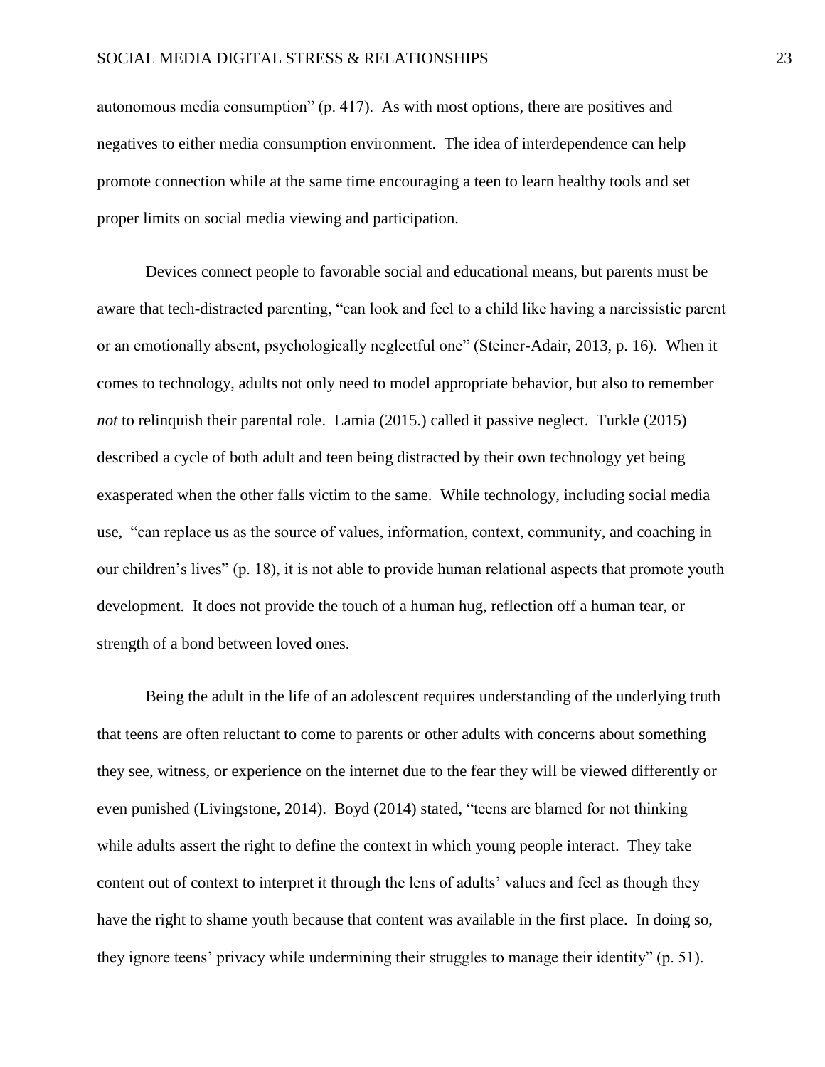autonomous media consumption" (p. 417). As with most options, there are positives and negatives to either media consumption environment. The idea of interdependence can help promote connection while at the same time encouraging a teen to learn healthy tools and set proper limits on social media viewing and participation.

Devices connect people to favorable social and educational means, but parents must be aware that tech-distracted parenting, "can look and feel to a child like having a narcissistic parent or an emotionally absent, psychologically neglectful one" (Steiner-Adair, 2013, p. 16). When it comes to technology, adults not only need to model appropriate behavior, but also to remember *not* to relinquish their parental role. Lamia (2015.) called it passive neglect. Turkle (2015) described a cycle of both adult and teen being distracted by their own technology yet being exasperated when the other falls victim to the same. While technology, including social media use, "can replace us as the source of values, information, context, community, and coaching in our children's lives" (p. 18), it is not able to provide human relational aspects that promote youth development. It does not provide the touch of a human hug, reflection off a human tear, or strength of a bond between loved ones.

Being the adult in the life of an adolescent requires understanding of the underlying truth that teens are often reluctant to come to parents or other adults with concerns about something they see, witness, or experience on the internet due to the fear they will be viewed differently or even punished (Livingstone, 2014). Boyd (2014) stated, "teens are blamed for not thinking while adults assert the right to define the context in which young people interact. They take content out of context to interpret it through the lens of adults' values and feel as though they have the right to shame youth because that content was available in the first place. In doing so, they ignore teens' privacy while undermining their struggles to manage their identity" (p. 51).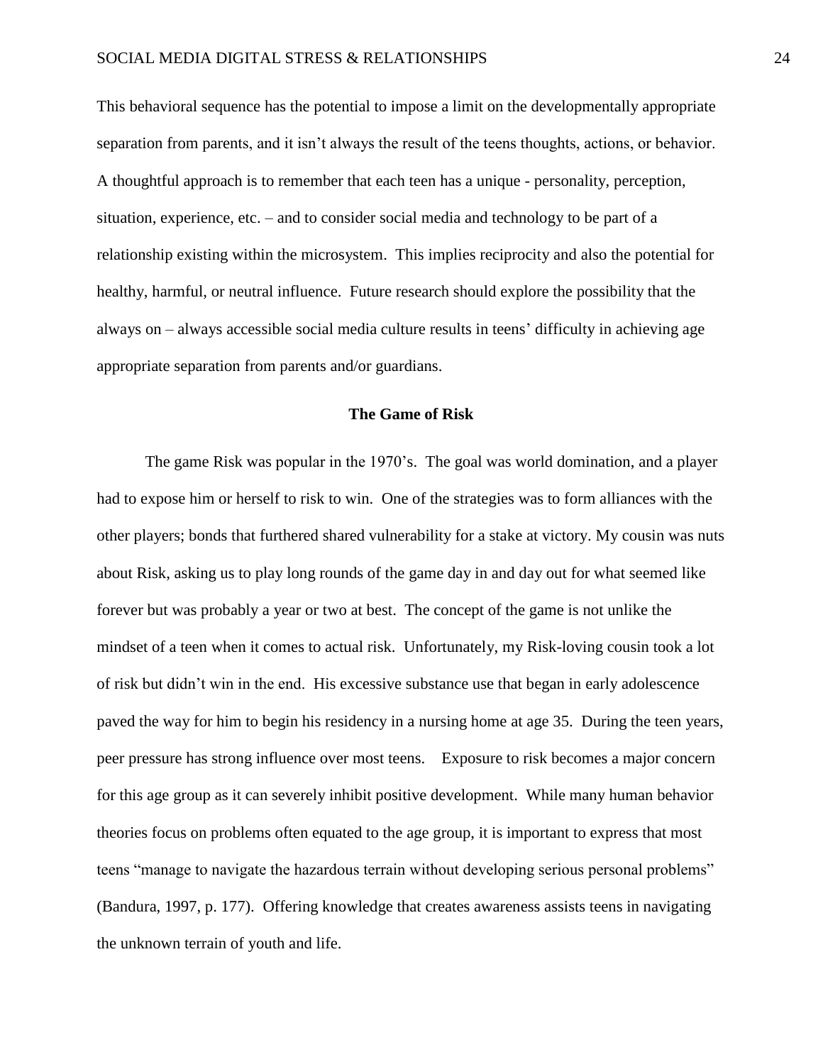This behavioral sequence has the potential to impose a limit on the developmentally appropriate separation from parents, and it isn't always the result of the teens thoughts, actions, or behavior. A thoughtful approach is to remember that each teen has a unique - personality, perception, situation, experience, etc. – and to consider social media and technology to be part of a relationship existing within the microsystem. This implies reciprocity and also the potential for healthy, harmful, or neutral influence. Future research should explore the possibility that the always on – always accessible social media culture results in teens' difficulty in achieving age appropriate separation from parents and/or guardians.

## The Game of Risk

The game Risk was popular in the 1970's. The goal was world domination, and a player had to expose him or herself to risk to win. One of the strategies was to form alliances with the other players; bonds that furthered shared vulnerability for a stake at victory. My cousin was nuts about Risk, asking us to play long rounds of the game day in and day out for what seemed like forever but was probably a year or two at best. The concept of the game is not unlike the mindset of a teen when it comes to actual risk. Unfortunately, my Risk-loving cousin took a lot of risk but didn't win in the end. His excessive substance use that began in early adolescence paved the way for him to begin his residency in a nursing home at age 35. During the teen years, peer pressure has strong influence over most teens. Exposure to risk becomes a major concern for this age group as it can severely inhibit positive development. While many human behavior theories focus on problems often equated to the age group, it is important to express that most teens "manage to navigate the hazardous terrain without developing serious personal problems" (Bandura, 1997, p. 177). Offering knowledge that creates awareness assists teens in navigating the unknown terrain of youth and life.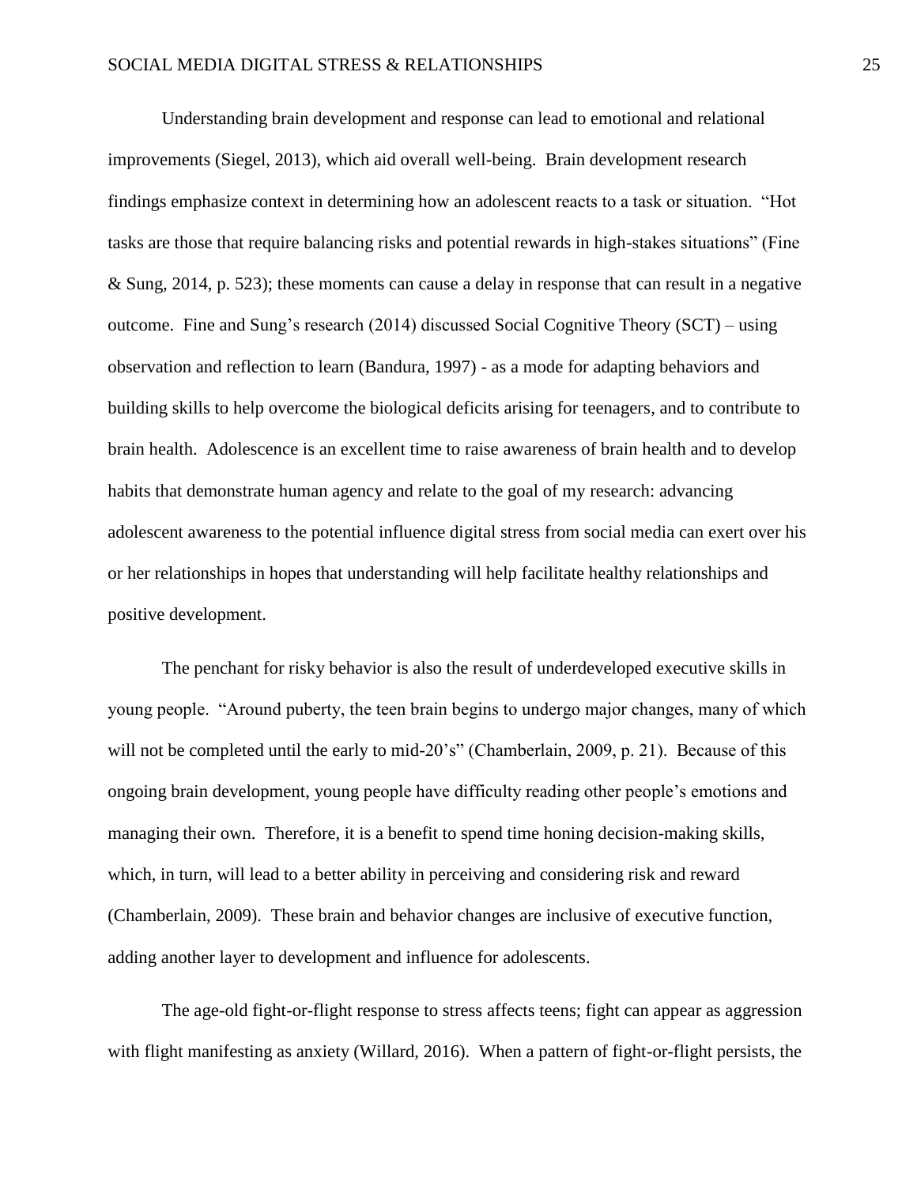Understanding brain development and response can lead to emotional and relational improvements (Siegel, 2013), which aid overall well-being. Brain development research findings emphasize context in determining how an adolescent reacts to a task or situation. "Hot tasks are those that require balancing risks and potential rewards in high-stakes situations" (Fine & Sung, 2014, p. 523); these moments can cause a delay in response that can result in a negative outcome. Fine and Sung's research (2014) discussed Social Cognitive Theory (SCT) – using observation and reflection to learn (Bandura, 1997) - as a mode for adapting behaviors and building skills to help overcome the biological deficits arising for teenagers, and to contribute to brain health. Adolescence is an excellent time to raise awareness of brain health and to develop habits that demonstrate human agency and relate to the goal of my research: advancing adolescent awareness to the potential influence digital stress from social media can exert over his or her relationships in hopes that understanding will help facilitate healthy relationships and positive development.

The penchant for risky behavior is also the result of underdeveloped executive skills in young people. "Around puberty, the teen brain begins to undergo major changes, many of which will not be completed until the early to mid-20's" (Chamberlain, 2009, p. 21). Because of this ongoing brain development, young people have difficulty reading other people's emotions and managing their own. Therefore, it is a benefit to spend time honing decision-making skills, which, in turn, will lead to a better ability in perceiving and considering risk and reward (Chamberlain, 2009). These brain and behavior changes are inclusive of executive function, adding another layer to development and influence for adolescents.

The age-old fight-or-flight response to stress affects teens; fight can appear as aggression with flight manifesting as anxiety (Willard, 2016). When a pattern of fight-or-flight persists, the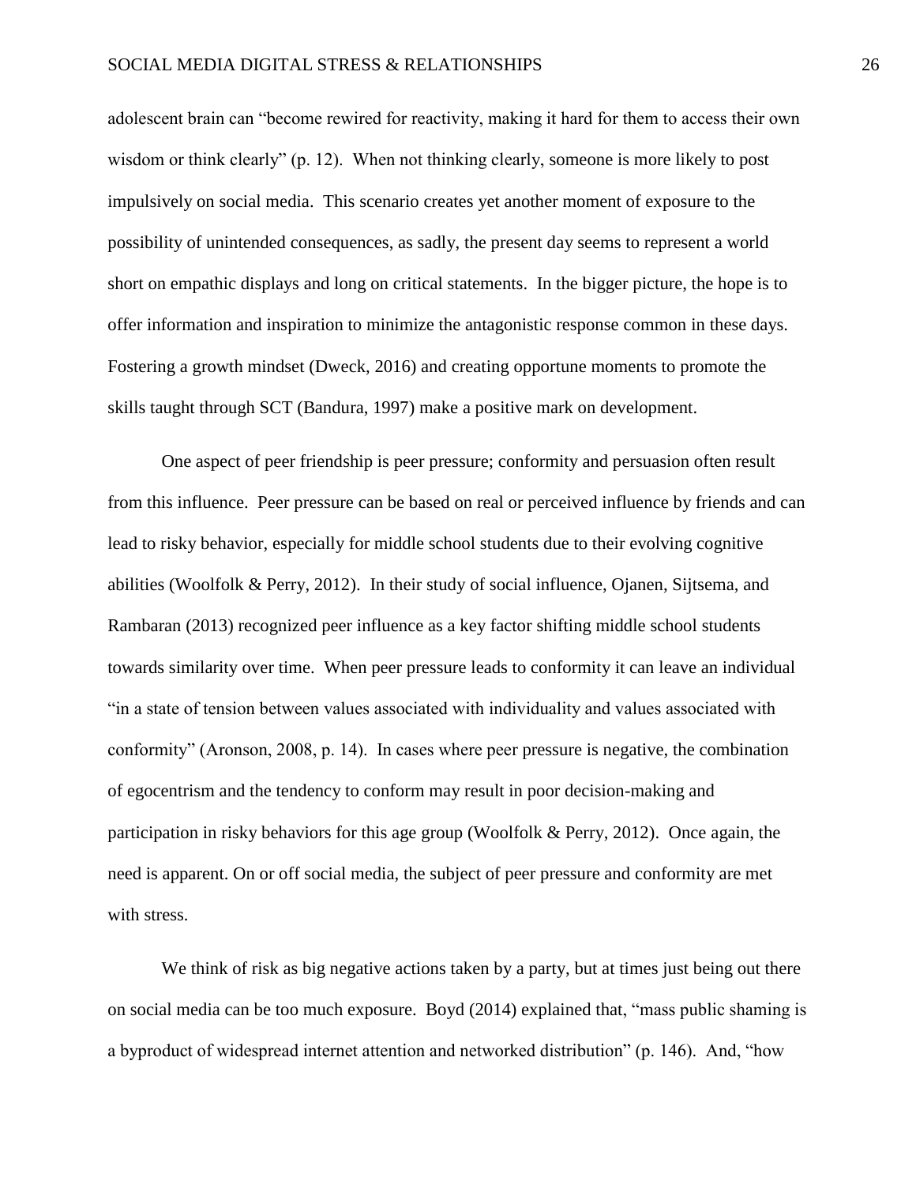adolescent brain can "become rewired for reactivity, making it hard for them to access their own wisdom or think clearly" (p. 12). When not thinking clearly, someone is more likely to post impulsively on social media. This scenario creates yet another moment of exposure to the possibility of unintended consequences, as sadly, the present day seems to represent a world short on empathic displays and long on critical statements. In the bigger picture, the hope is to offer information and inspiration to minimize the antagonistic response common in these days. Fostering a growth mindset (Dweck, 2016) and creating opportune moments to promote the skills taught through SCT (Bandura, 1997) make a positive mark on development.

One aspect of peer friendship is peer pressure; conformity and persuasion often result from this influence. Peer pressure can be based on real or perceived influence by friends and can lead to risky behavior, especially for middle school students due to their evolving cognitive abilities (Woolfolk & Perry, 2012). In their study of social influence, Ojanen, Sijtsema, and Rambaran (2013) recognized peer influence as a key factor shifting middle school students towards similarity over time. When peer pressure leads to conformity it can leave an individual "in a state of tension between values associated with individuality and values associated with conformity" (Aronson, 2008, p. 14). In cases where peer pressure is negative, the combination of egocentrism and the tendency to conform may result in poor decision-making and participation in risky behaviors for this age group (Woolfolk & Perry, 2012). Once again, the need is apparent. On or off social media, the subject of peer pressure and conformity are met with stress.

We think of risk as big negative actions taken by a party, but at times just being out there on social media can be too much exposure. Boyd (2014) explained that, "mass public shaming is a byproduct of widespread internet attention and networked distribution" (p. 146). And, "how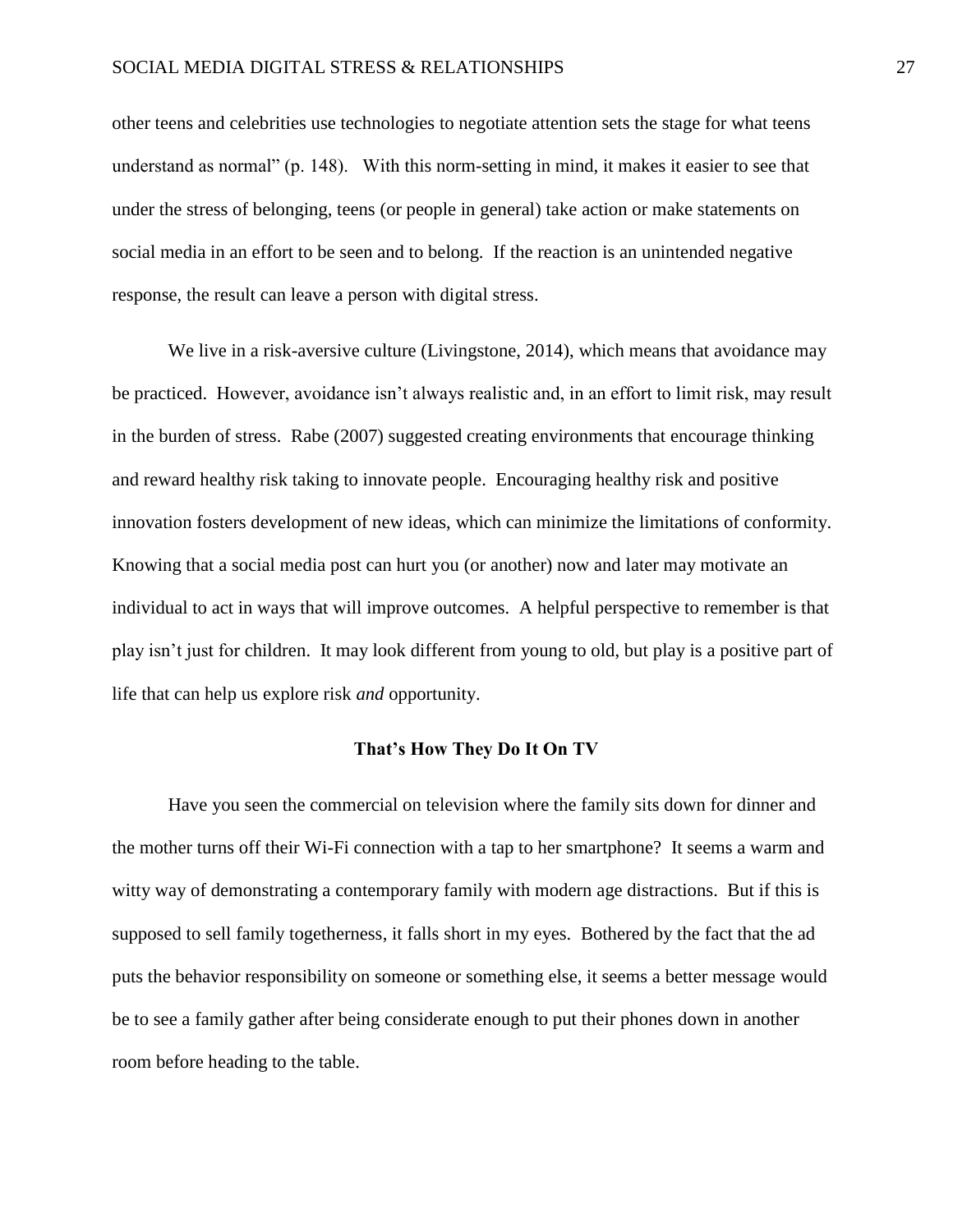other teens and celebrities use technologies to negotiate attention sets the stage for what teens understand as normal" (p. 148). With this norm-setting in mind, it makes it easier to see that under the stress of belonging, teens (or people in general) take action or make statements on social media in an effort to be seen and to belong. If the reaction is an unintended negative response, the result can leave a person with digital stress.

We live in a risk-aversive culture (Livingstone, 2014), which means that avoidance may be practiced. However, avoidance isn't always realistic and, in an effort to limit risk, may result in the burden of stress. Rabe (2007) suggested creating environments that encourage thinking and reward healthy risk taking to innovate people. Encouraging healthy risk and positive innovation fosters development of new ideas, which can minimize the limitations of conformity. Knowing that a social media post can hurt you (or another) now and later may motivate an individual to act in ways that will improve outcomes. A helpful perspective to remember is that play isn't just for children. It may look different from young to old, but play is a positive part of life that can help us explore risk *and* opportunity.

## That's How They Do It On TV

Have you seen the commercial on television where the family sits down for dinner and the mother turns off their Wi-Fi connection with a tap to her smartphone? It seems a warm and witty way of demonstrating a contemporary family with modern age distractions. But if this is supposed to sell family togetherness, it falls short in my eyes. Bothered by the fact that the ad puts the behavior responsibility on someone or something else, it seems a better message would be to see a family gather after being considerate enough to put their phones down in another room before heading to the table.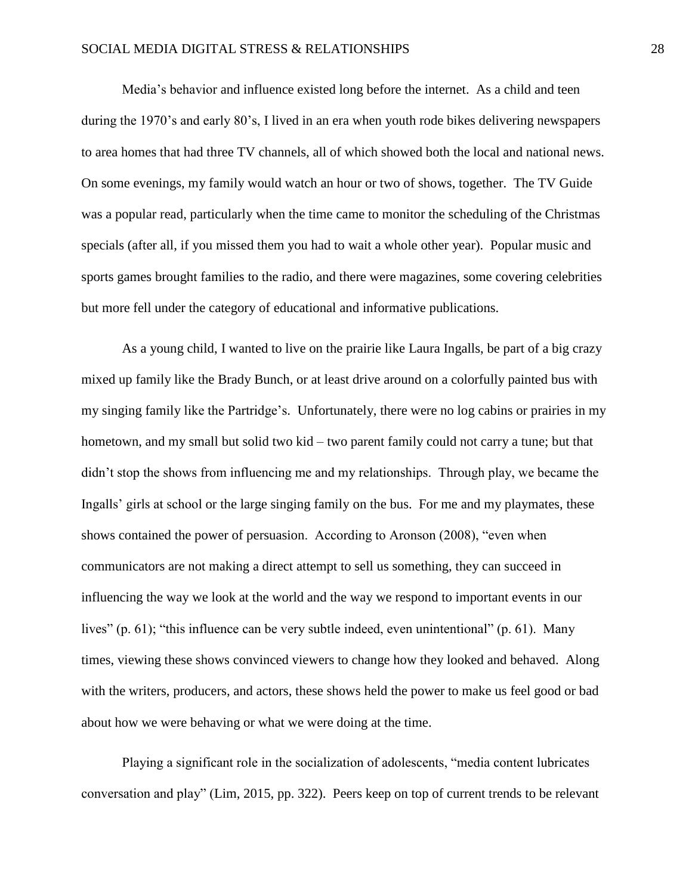Media's behavior and influence existed long before the internet. As a child and teen during the 1970's and early 80's, I lived in an era when youth rode bikes delivering newspapers to area homes that had three TV channels, all of which showed both the local and national news. On some evenings, my family would watch an hour or two of shows, together. The TV Guide was a popular read, particularly when the time came to monitor the scheduling of the Christmas specials (after all, if you missed them you had to wait a whole other year). Popular music and sports games brought families to the radio, and there were magazines, some covering celebrities but more fell under the category of educational and informative publications.

As a young child, I wanted to live on the prairie like Laura Ingalls, be part of a big crazy mixed up family like the Brady Bunch, or at least drive around on a colorfully painted bus with my singing family like the Partridge's. Unfortunately, there were no log cabins or prairies in my hometown, and my small but solid two kid – two parent family could not carry a tune; but that didn't stop the shows from influencing me and my relationships. Through play, we became the Ingalls' girls at school or the large singing family on the bus. For me and my playmates, these shows contained the power of persuasion. According to Aronson (2008), "even when communicators are not making a direct attempt to sell us something, they can succeed in influencing the way we look at the world and the way we respond to important events in our lives" (p. 61); "this influence can be very subtle indeed, even unintentional" (p. 61). Many times, viewing these shows convinced viewers to change how they looked and behaved. Along with the writers, producers, and actors, these shows held the power to make us feel good or bad about how we were behaving or what we were doing at the time.

Playing a significant role in the socialization of adolescents, "media content lubricates conversation and play" (Lim, 2015, pp. 322). Peers keep on top of current trends to be relevant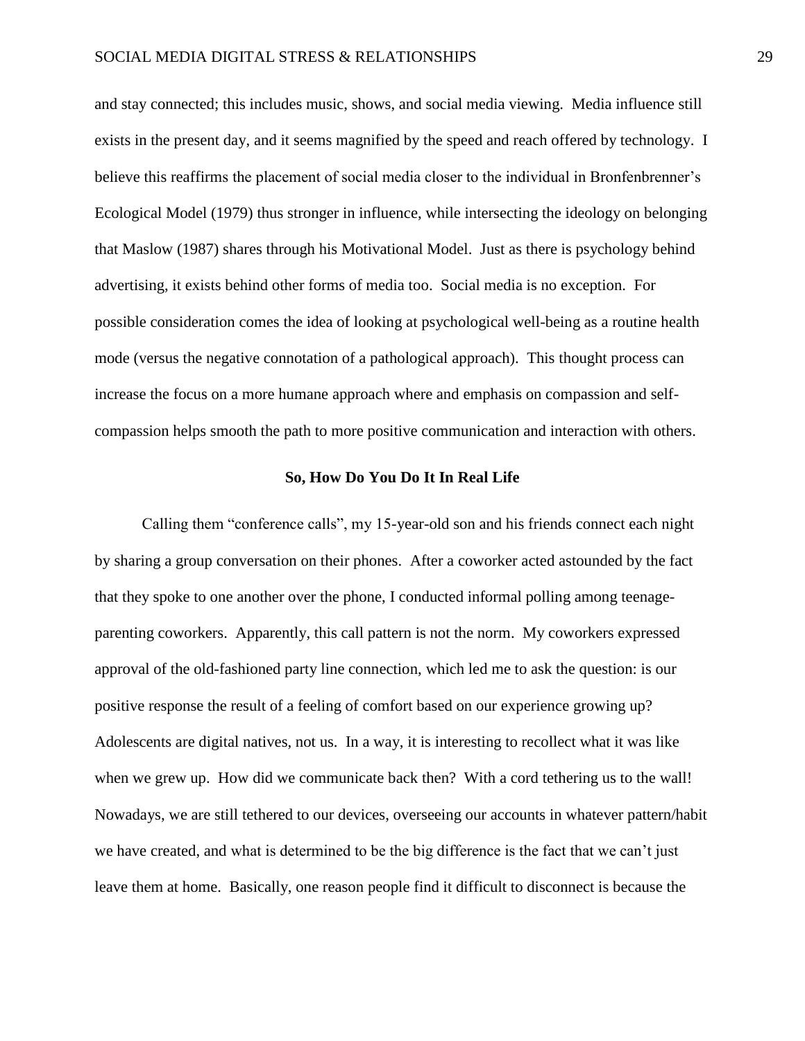and stay connected; this includes music, shows, and social media viewing. Media influence still exists in the present day, and it seems magnified by the speed and reach offered by technology. I believe this reaffirms the placement of social media closer to the individual in Bronfenbrenner's Ecological Model (1979) thus stronger in influence, while intersecting the ideology on belonging that Maslow (1987) shares through his Motivational Model. Just as there is psychology behind advertising, it exists behind other forms of media too. Social media is no exception. For possible consideration comes the idea of looking at psychological well-being as a routine health mode (versus the negative connotation of a pathological approach). This thought process can increase the focus on a more humane approach where and emphasis on compassion and self-compassion helps smooth the path to more positive communication and interaction with others.

## So, How Do You Do It In Real Life

Calling them "conference calls", my 15-year-old son and his friends connect each night by sharing a group conversation on their phones. After a coworker acted astounded by the fact that they spoke to one another over the phone, I conducted informal polling among teenage-parenting coworkers. Apparently, this call pattern is not the norm. My coworkers expressed approval of the old-fashioned party line connection, which led me to ask the question: is our positive response the result of a feeling of comfort based on our experience growing up? Adolescents are digital natives, not us. In a way, it is interesting to recollect what it was like when we grew up. How did we communicate back then? With a cord tethering us to the wall! Nowadays, we are still tethered to our devices, overseeing our accounts in whatever pattern/habit we have created, and what is determined to be the big difference is the fact that we can't just leave them at home. Basically, one reason people find it difficult to disconnect is because the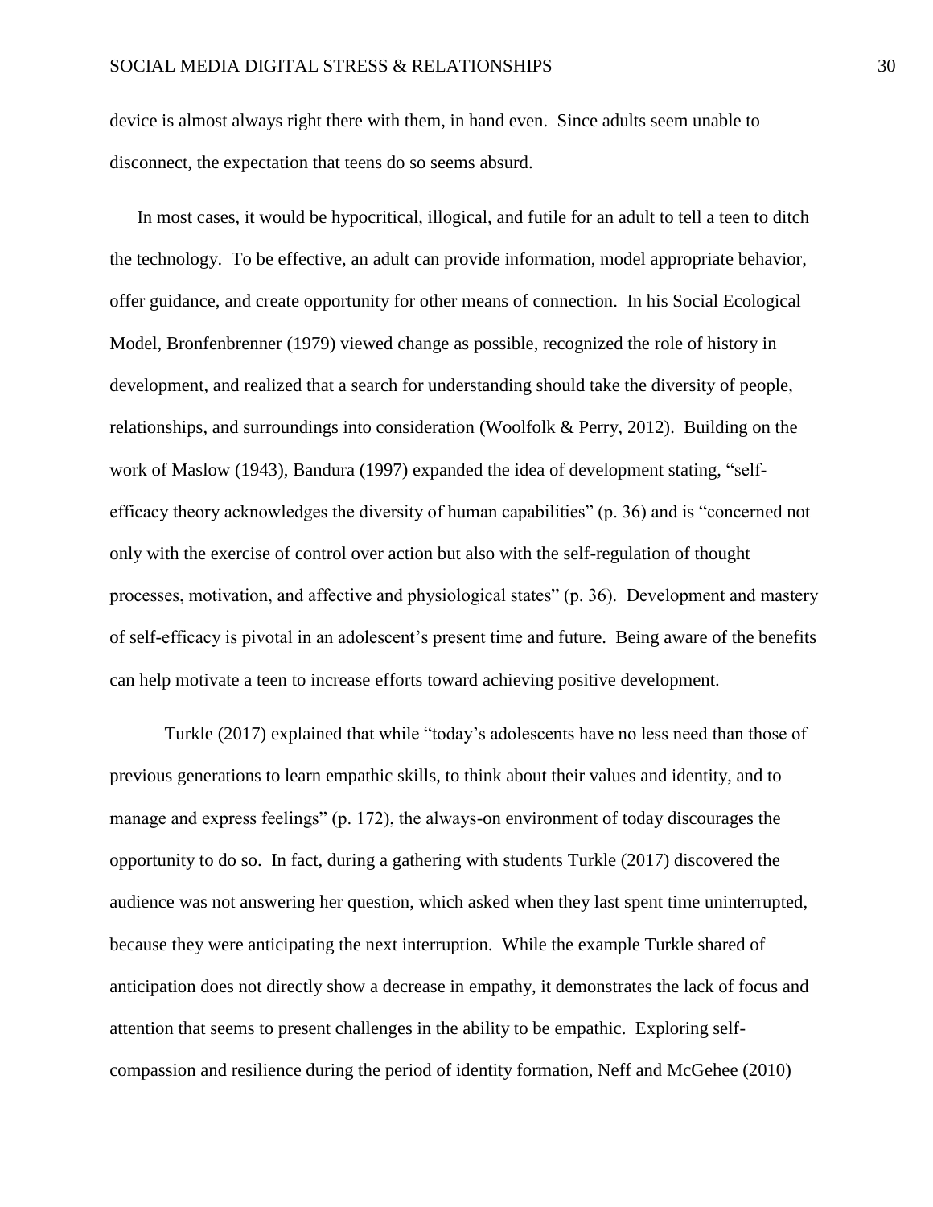device is almost always right there with them, in hand even. Since adults seem unable to disconnect, the expectation that teens do so seems absurd.

In most cases, it would be hypocritical, illogical, and futile for an adult to tell a teen to ditch the technology. To be effective, an adult can provide information, model appropriate behavior, offer guidance, and create opportunity for other means of connection. In his Social Ecological Model, Bronfenbrenner (1979) viewed change as possible, recognized the role of history in development, and realized that a search for understanding should take the diversity of people, relationships, and surroundings into consideration (Woolfolk & Perry, 2012). Building on the work of Maslow (1943), Bandura (1997) expanded the idea of development stating, "self-efficacy theory acknowledges the diversity of human capabilities" (p. 36) and is "concerned not only with the exercise of control over action but also with the self-regulation of thought processes, motivation, and affective and physiological states" (p. 36). Development and mastery of self-efficacy is pivotal in an adolescent's present time and future. Being aware of the benefits can help motivate a teen to increase efforts toward achieving positive development.

Turkle (2017) explained that while "today's adolescents have no less need than those of previous generations to learn empathic skills, to think about their values and identity, and to manage and express feelings" (p. 172), the always-on environment of today discourages the opportunity to do so. In fact, during a gathering with students Turkle (2017) discovered the audience was not answering her question, which asked when they last spent time uninterrupted, because they were anticipating the next interruption. While the example Turkle shared of anticipation does not directly show a decrease in empathy, it demonstrates the lack of focus and attention that seems to present challenges in the ability to be empathic. Exploring self-compassion and resilience during the period of identity formation, Neff and McGehee (2010)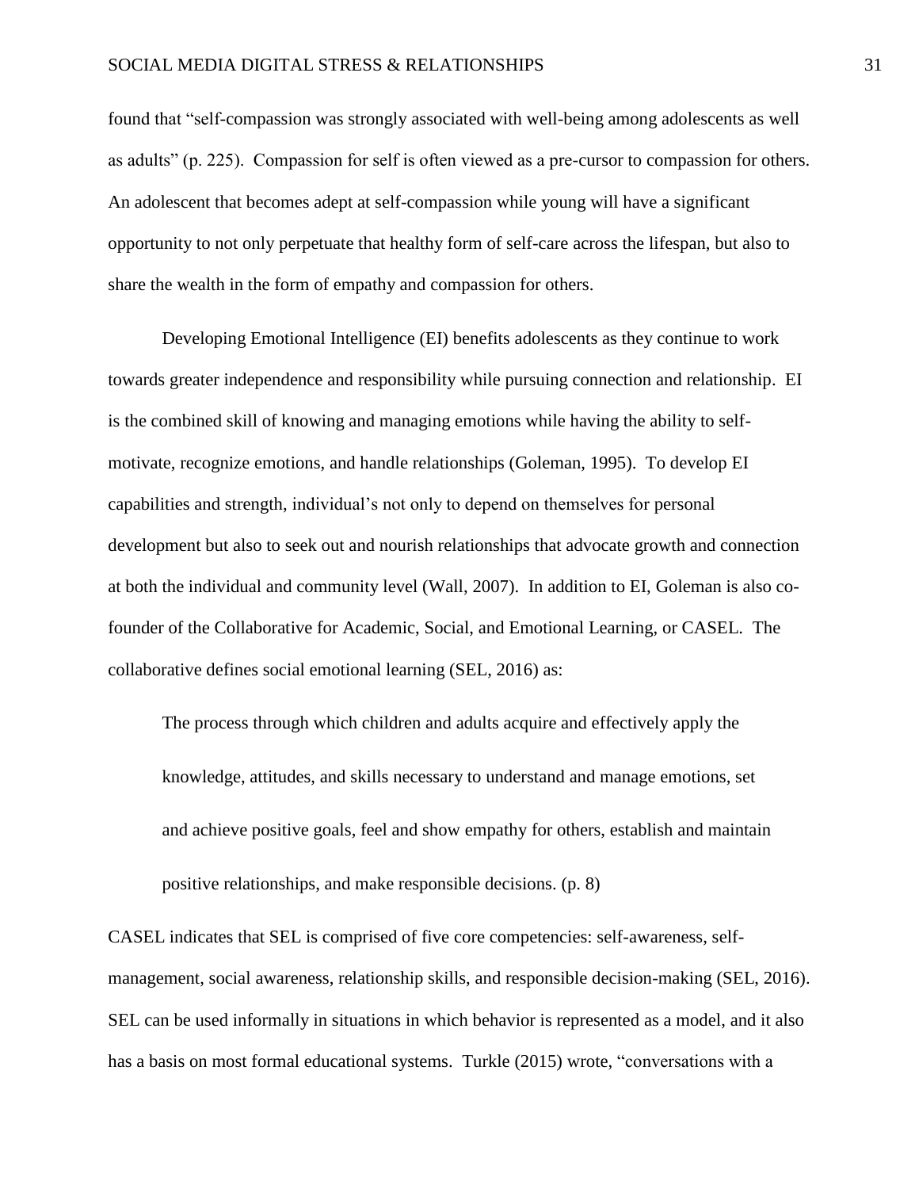found that "self-compassion was strongly associated with well-being among adolescents as well as adults" (p. 225). Compassion for self is often viewed as a pre-cursor to compassion for others. An adolescent that becomes adept at self-compassion while young will have a significant opportunity to not only perpetuate that healthy form of self-care across the lifespan, but also to share the wealth in the form of empathy and compassion for others.

Developing Emotional Intelligence (EI) benefits adolescents as they continue to work towards greater independence and responsibility while pursuing connection and relationship. EI is the combined skill of knowing and managing emotions while having the ability to self-motivate, recognize emotions, and handle relationships (Goleman, 1995). To develop EI capabilities and strength, individual's not only to depend on themselves for personal development but also to seek out and nourish relationships that advocate growth and connection at both the individual and community level (Wall, 2007). In addition to EI, Goleman is also co-founder of the Collaborative for Academic, Social, and Emotional Learning, or CASEL. The collaborative defines social emotional learning (SEL, 2016) as:

> The process through which children and adults acquire and effectively apply the knowledge, attitudes, and skills necessary to understand and manage emotions, set and achieve positive goals, feel and show empathy for others, establish and maintain positive relationships, and make responsible decisions. (p. 8)

CASEL indicates that SEL is comprised of five core competencies: self-awareness, self-management, social awareness, relationship skills, and responsible decision-making (SEL, 2016). SEL can be used informally in situations in which behavior is represented as a model, and it also has a basis on most formal educational systems. Turkle (2015) wrote, "conversations with a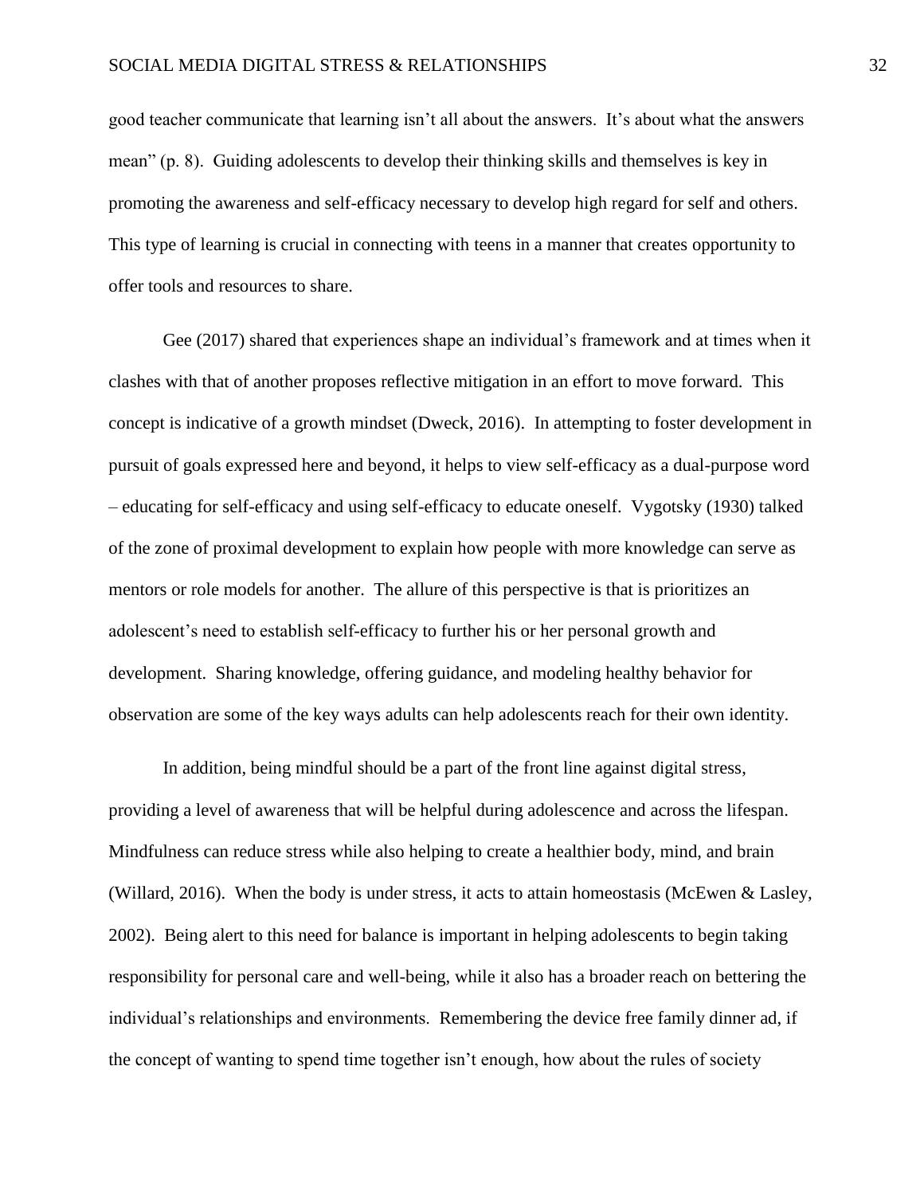good teacher communicate that learning isn't all about the answers. It's about what the answers mean" (p. 8). Guiding adolescents to develop their thinking skills and themselves is key in promoting the awareness and self-efficacy necessary to develop high regard for self and others. This type of learning is crucial in connecting with teens in a manner that creates opportunity to offer tools and resources to share.

Gee (2017) shared that experiences shape an individual's framework and at times when it clashes with that of another proposes reflective mitigation in an effort to move forward. This concept is indicative of a growth mindset (Dweck, 2016). In attempting to foster development in pursuit of goals expressed here and beyond, it helps to view self-efficacy as a dual-purpose word – educating for self-efficacy and using self-efficacy to educate oneself. Vygotsky (1930) talked of the zone of proximal development to explain how people with more knowledge can serve as mentors or role models for another. The allure of this perspective is that is prioritizes an adolescent's need to establish self-efficacy to further his or her personal growth and development. Sharing knowledge, offering guidance, and modeling healthy behavior for observation are some of the key ways adults can help adolescents reach for their own identity.

In addition, being mindful should be a part of the front line against digital stress, providing a level of awareness that will be helpful during adolescence and across the lifespan. Mindfulness can reduce stress while also helping to create a healthier body, mind, and brain (Willard, 2016). When the body is under stress, it acts to attain homeostasis (McEwen & Lasley, 2002). Being alert to this need for balance is important in helping adolescents to begin taking responsibility for personal care and well-being, while it also has a broader reach on bettering the individual's relationships and environments. Remembering the device free family dinner ad, if the concept of wanting to spend time together isn't enough, how about the rules of society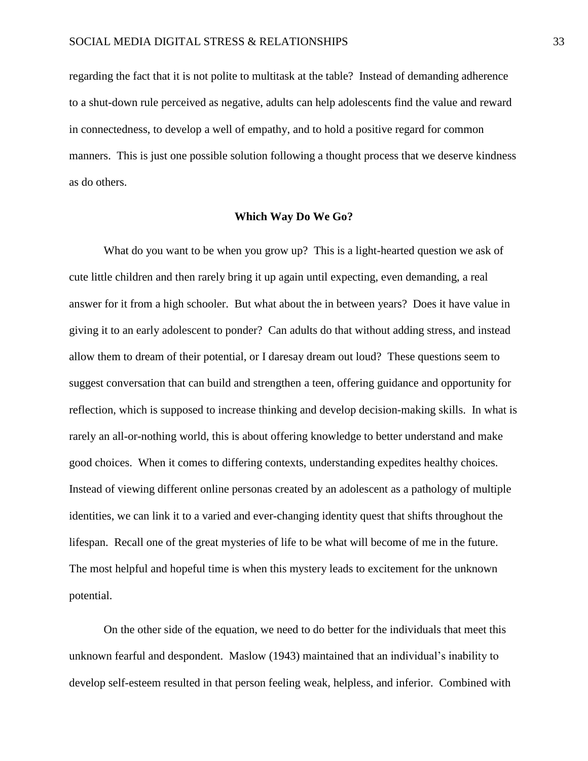regarding the fact that it is not polite to multitask at the table? Instead of demanding adherence to a shut-down rule perceived as negative, adults can help adolescents find the value and reward in connectedness, to develop a well of empathy, and to hold a positive regard for common manners. This is just one possible solution following a thought process that we deserve kindness as do others.

## Which Way Do We Go?

What do you want to be when you grow up? This is a light-hearted question we ask of cute little children and then rarely bring it up again until expecting, even demanding, a real answer for it from a high schooler. But what about the in between years? Does it have value in giving it to an early adolescent to ponder? Can adults do that without adding stress, and instead allow them to dream of their potential, or I daresay dream out loud? These questions seem to suggest conversation that can build and strengthen a teen, offering guidance and opportunity for reflection, which is supposed to increase thinking and develop decision-making skills. In what is rarely an all-or-nothing world, this is about offering knowledge to better understand and make good choices. When it comes to differing contexts, understanding expedites healthy choices. Instead of viewing different online personas created by an adolescent as a pathology of multiple identities, we can link it to a varied and ever-changing identity quest that shifts throughout the lifespan. Recall one of the great mysteries of life to be what will become of me in the future. The most helpful and hopeful time is when this mystery leads to excitement for the unknown potential.

On the other side of the equation, we need to do better for the individuals that meet this unknown fearful and despondent. Maslow (1943) maintained that an individual's inability to develop self-esteem resulted in that person feeling weak, helpless, and inferior. Combined with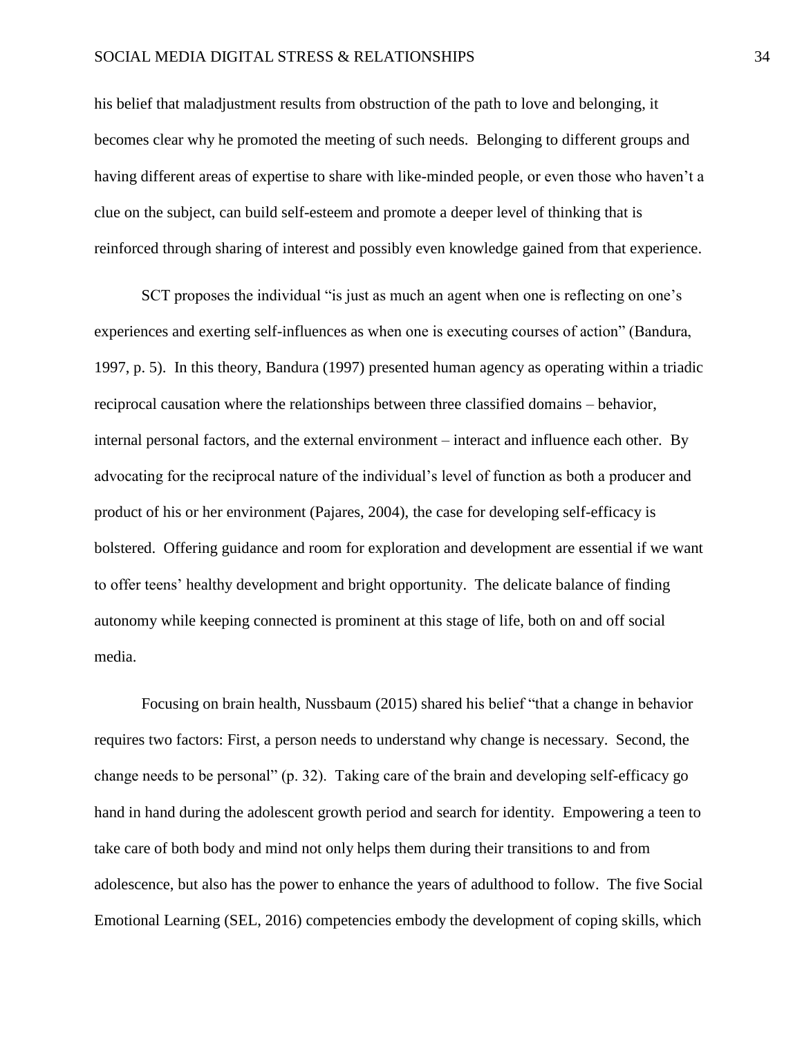his belief that maladjustment results from obstruction of the path to love and belonging, it becomes clear why he promoted the meeting of such needs. Belonging to different groups and having different areas of expertise to share with like-minded people, or even those who haven't a clue on the subject, can build self-esteem and promote a deeper level of thinking that is reinforced through sharing of interest and possibly even knowledge gained from that experience.

SCT proposes the individual "is just as much an agent when one is reflecting on one's experiences and exerting self-influences as when one is executing courses of action" (Bandura, 1997, p. 5). In this theory, Bandura (1997) presented human agency as operating within a triadic reciprocal causation where the relationships between three classified domains – behavior, internal personal factors, and the external environment – interact and influence each other. By advocating for the reciprocal nature of the individual's level of function as both a producer and product of his or her environment (Pajares, 2004), the case for developing self-efficacy is bolstered. Offering guidance and room for exploration and development are essential if we want to offer teens' healthy development and bright opportunity. The delicate balance of finding autonomy while keeping connected is prominent at this stage of life, both on and off social media.

Focusing on brain health, Nussbaum (2015) shared his belief "that a change in behavior requires two factors: First, a person needs to understand why change is necessary. Second, the change needs to be personal" (p. 32). Taking care of the brain and developing self-efficacy go hand in hand during the adolescent growth period and search for identity. Empowering a teen to take care of both body and mind not only helps them during their transitions to and from adolescence, but also has the power to enhance the years of adulthood to follow. The five Social Emotional Learning (SEL, 2016) competencies embody the development of coping skills, which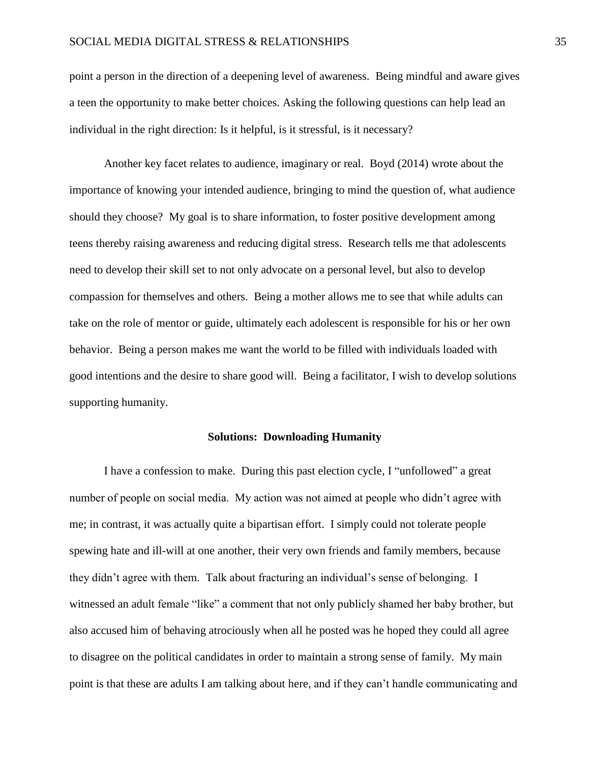point a person in the direction of a deepening level of awareness. Being mindful and aware gives a teen the opportunity to make better choices. Asking the following questions can help lead an individual in the right direction: Is it helpful, is it stressful, is it necessary?

Another key facet relates to audience, imaginary or real. Boyd (2014) wrote about the importance of knowing your intended audience, bringing to mind the question of, what audience should they choose? My goal is to share information, to foster positive development among teens thereby raising awareness and reducing digital stress. Research tells me that adolescents need to develop their skill set to not only advocate on a personal level, but also to develop compassion for themselves and others. Being a mother allows me to see that while adults can take on the role of mentor or guide, ultimately each adolescent is responsible for his or her own behavior. Being a person makes me want the world to be filled with individuals loaded with good intentions and the desire to share good will. Being a facilitator, I wish to develop solutions supporting humanity.

## Solutions: Downloading Humanity

I have a confession to make. During this past election cycle, I "unfollowed" a great number of people on social media. My action was not aimed at people who didn't agree with me; in contrast, it was actually quite a bipartisan effort. I simply could not tolerate people spewing hate and ill-will at one another, their very own friends and family members, because they didn't agree with them. Talk about fracturing an individual's sense of belonging. I witnessed an adult female "like" a comment that not only publicly shamed her baby brother, but also accused him of behaving atrociously when all he posted was he hoped they could all agree to disagree on the political candidates in order to maintain a strong sense of family. My main point is that these are adults I am talking about here, and if they can't handle communicating and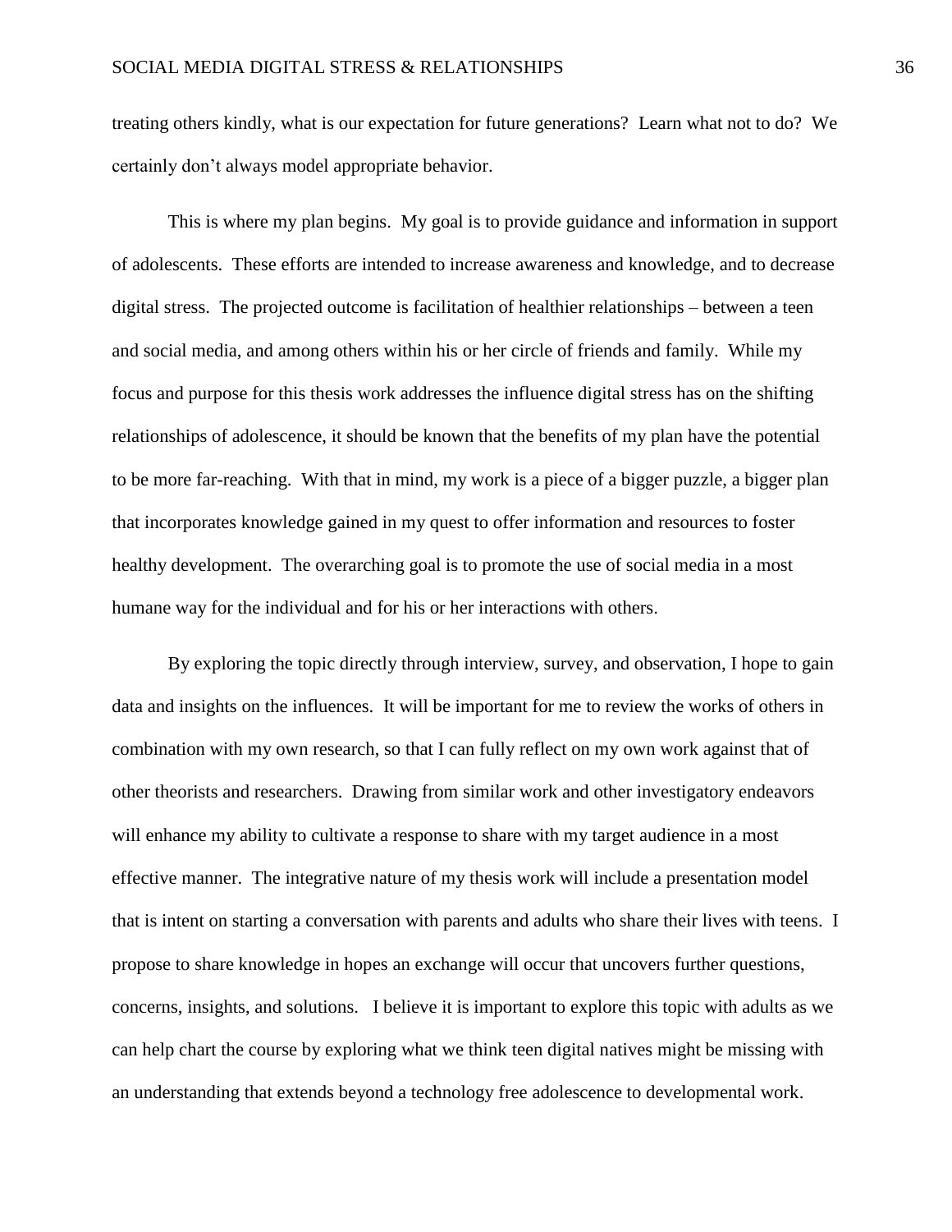treating others kindly, what is our expectation for future generations? Learn what not to do? We certainly don't always model appropriate behavior.

This is where my plan begins. My goal is to provide guidance and information in support of adolescents. These efforts are intended to increase awareness and knowledge, and to decrease digital stress. The projected outcome is facilitation of healthier relationships – between a teen and social media, and among others within his or her circle of friends and family. While my focus and purpose for this thesis work addresses the influence digital stress has on the shifting relationships of adolescence, it should be known that the benefits of my plan have the potential to be more far-reaching. With that in mind, my work is a piece of a bigger puzzle, a bigger plan that incorporates knowledge gained in my quest to offer information and resources to foster healthy development. The overarching goal is to promote the use of social media in a most humane way for the individual and for his or her interactions with others.

By exploring the topic directly through interview, survey, and observation, I hope to gain data and insights on the influences. It will be important for me to review the works of others in combination with my own research, so that I can fully reflect on my own work against that of other theorists and researchers. Drawing from similar work and other investigatory endeavors will enhance my ability to cultivate a response to share with my target audience in a most effective manner. The integrative nature of my thesis work will include a presentation model that is intent on starting a conversation with parents and adults who share their lives with teens. I propose to share knowledge in hopes an exchange will occur that uncovers further questions, concerns, insights, and solutions. I believe it is important to explore this topic with adults as we can help chart the course by exploring what we think teen digital natives might be missing with an understanding that extends beyond a technology free adolescence to developmental work.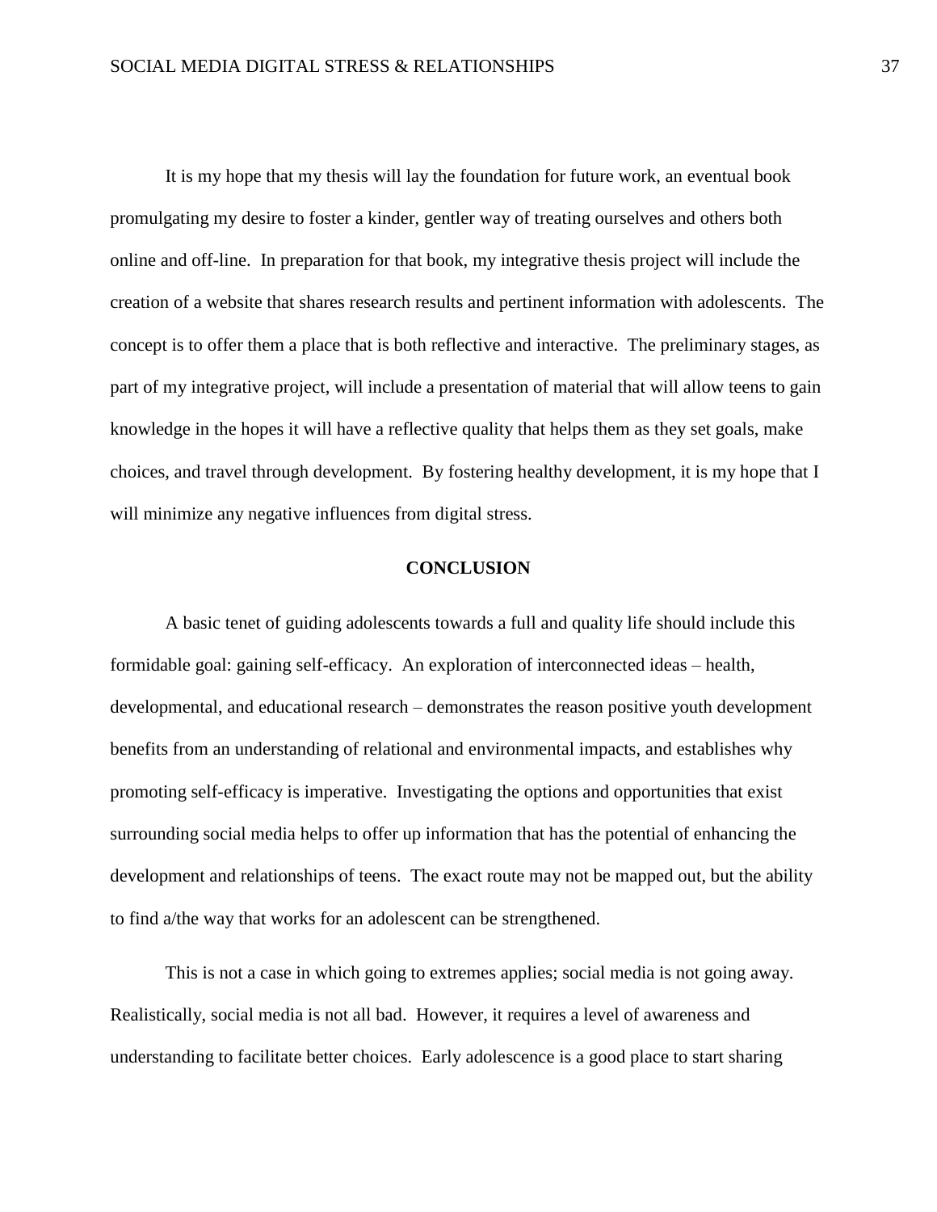It is my hope that my thesis will lay the foundation for future work, an eventual book promulgating my desire to foster a kinder, gentler way of treating ourselves and others both online and off-line. In preparation for that book, my integrative thesis project will include the creation of a website that shares research results and pertinent information with adolescents. The concept is to offer them a place that is both reflective and interactive. The preliminary stages, as part of my integrative project, will include a presentation of material that will allow teens to gain knowledge in the hopes it will have a reflective quality that helps them as they set goals, make choices, and travel through development. By fostering healthy development, it is my hope that I will minimize any negative influences from digital stress.

## CONCLUSION

A basic tenet of guiding adolescents towards a full and quality life should include this formidable goal: gaining self-efficacy. An exploration of interconnected ideas – health, developmental, and educational research – demonstrates the reason positive youth development benefits from an understanding of relational and environmental impacts, and establishes why promoting self-efficacy is imperative. Investigating the options and opportunities that exist surrounding social media helps to offer up information that has the potential of enhancing the development and relationships of teens. The exact route may not be mapped out, but the ability to find a/the way that works for an adolescent can be strengthened.

This is not a case in which going to extremes applies; social media is not going away. Realistically, social media is not all bad. However, it requires a level of awareness and understanding to facilitate better choices. Early adolescence is a good place to start sharing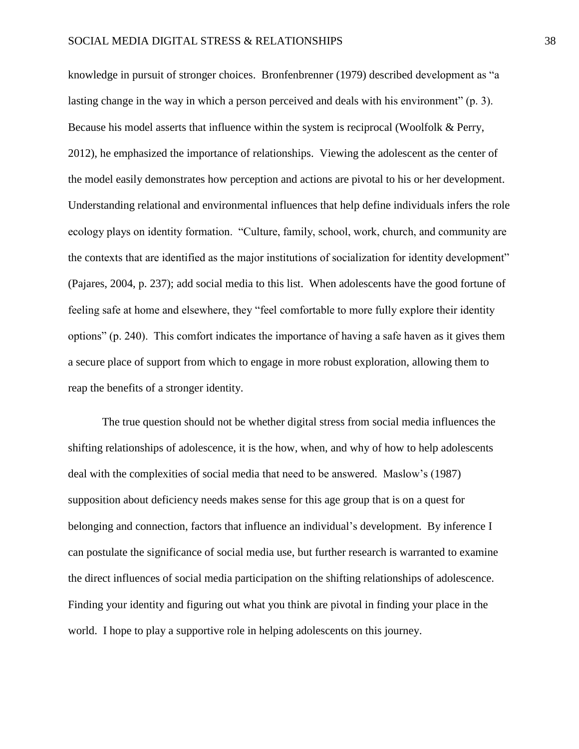knowledge in pursuit of stronger choices. Bronfenbrenner (1979) described development as "a lasting change in the way in which a person perceived and deals with his environment" (p. 3). Because his model asserts that influence within the system is reciprocal (Woolfolk & Perry, 2012), he emphasized the importance of relationships. Viewing the adolescent as the center of the model easily demonstrates how perception and actions are pivotal to his or her development. Understanding relational and environmental influences that help define individuals infers the role ecology plays on identity formation. "Culture, family, school, work, church, and community are the contexts that are identified as the major institutions of socialization for identity development" (Pajares, 2004, p. 237); add social media to this list. When adolescents have the good fortune of feeling safe at home and elsewhere, they "feel comfortable to more fully explore their identity options" (p. 240). This comfort indicates the importance of having a safe haven as it gives them a secure place of support from which to engage in more robust exploration, allowing them to reap the benefits of a stronger identity.

The true question should not be whether digital stress from social media influences the shifting relationships of adolescence, it is the how, when, and why of how to help adolescents deal with the complexities of social media that need to be answered. Maslow's (1987) supposition about deficiency needs makes sense for this age group that is on a quest for belonging and connection, factors that influence an individual's development. By inference I can postulate the significance of social media use, but further research is warranted to examine the direct influences of social media participation on the shifting relationships of adolescence. Finding your identity and figuring out what you think are pivotal in finding your place in the world. I hope to play a supportive role in helping adolescents on this journey.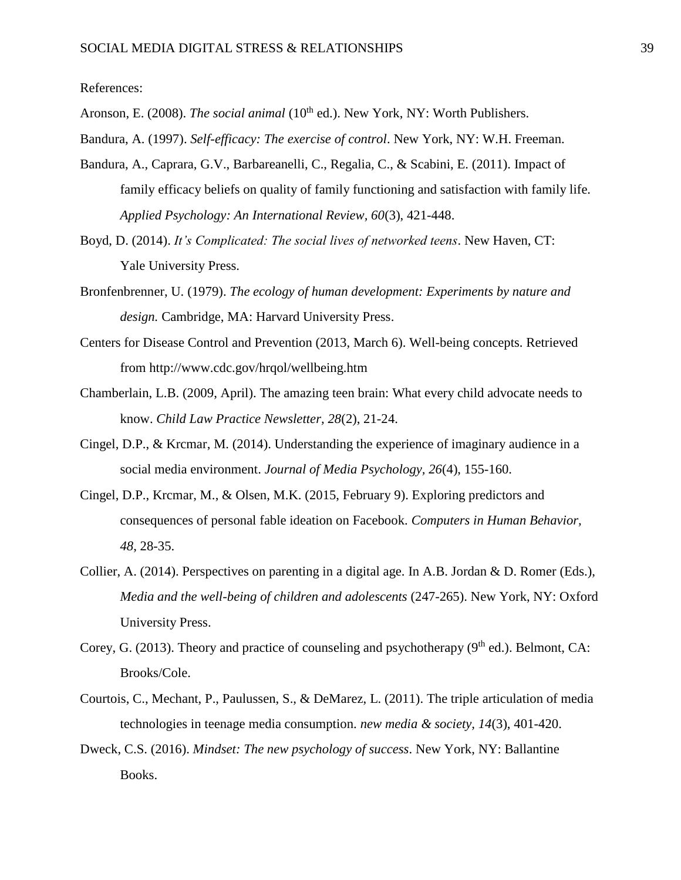References:

Aronson, E. (2008). *The social animal* (10th ed.). New York, NY: Worth Publishers.

Bandura, A. (1997). *Self-efficacy: The exercise of control*. New York, NY: W.H. Freeman.

Bandura, A., Caprara, G.V., Barbareanelli, C., Regalia, C., & Scabini, E. (2011). Impact of family efficacy beliefs on quality of family functioning and satisfaction with family life. *Applied Psychology: An International Review, 60*(3), 421-448.

Boyd, D. (2014). *It's Complicated: The social lives of networked teens*. New Haven, CT: Yale University Press.

Bronfenbrenner, U. (1979). *The ecology of human development: Experiments by nature and design.* Cambridge, MA: Harvard University Press.

Centers for Disease Control and Prevention (2013, March 6). Well-being concepts. Retrieved from http://www.cdc.gov/hrqol/wellbeing.htm

Chamberlain, L.B. (2009, April). The amazing teen brain: What every child advocate needs to know. *Child Law Practice Newsletter, 28*(2), 21-24.

Cingel, D.P., & Krcmar, M. (2014). Understanding the experience of imaginary audience in a social media environment. *Journal of Media Psychology, 26*(4), 155-160.

Cingel, D.P., Krcmar, M., & Olsen, M.K. (2015, February 9). Exploring predictors and consequences of personal fable ideation on Facebook. *Computers in Human Behavior, 48*, 28-35.

Collier, A. (2014). Perspectives on parenting in a digital age. In A.B. Jordan & D. Romer (Eds.), *Media and the well-being of children and adolescents* (247-265). New York, NY: Oxford University Press.

Corey, G. (2013). Theory and practice of counseling and psychotherapy (9th ed.). Belmont, CA: Brooks/Cole.

Courtois, C., Mechant, P., Paulussen, S., & DeMarez, L. (2011). The triple articulation of media technologies in teenage media consumption. *new media & society, 14*(3), 401-420.

Dweck, C.S. (2016). *Mindset: The new psychology of success*. New York, NY: Ballantine Books.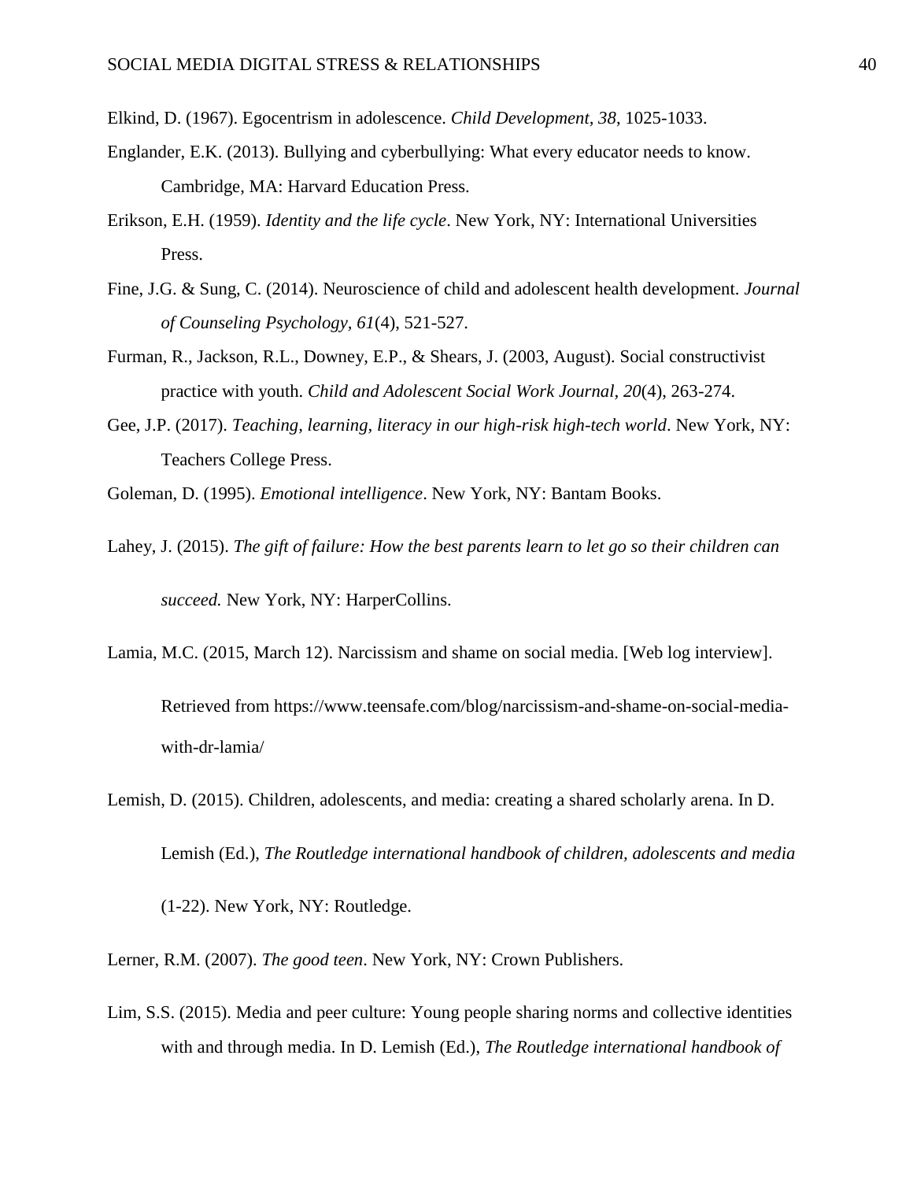Elkind, D. (1967). Egocentrism in adolescence. *Child Development, 38*, 1025-1033.

Englander, E.K. (2013). Bullying and cyberbullying: What every educator needs to know. Cambridge, MA: Harvard Education Press.

Erikson, E.H. (1959). *Identity and the life cycle*. New York, NY: International Universities Press.

Fine, J.G. & Sung, C. (2014). Neuroscience of child and adolescent health development. *Journal of Counseling Psychology, 61*(4), 521-527.

Furman, R., Jackson, R.L., Downey, E.P., & Shears, J. (2003, August). Social constructivist practice with youth. *Child and Adolescent Social Work Journal, 20*(4), 263-274.

Gee, J.P. (2017). *Teaching, learning, literacy in our high-risk high-tech world*. New York, NY: Teachers College Press.

Goleman, D. (1995). *Emotional intelligence*. New York, NY: Bantam Books.

Lahey, J. (2015). *The gift of failure: How the best parents learn to let go so their children can succeed.* New York, NY: HarperCollins.

Lamia, M.C. (2015, March 12). Narcissism and shame on social media. [Web log interview]. Retrieved from https://www.teensafe.com/blog/narcissism-and-shame-on-social-media-with-dr-lamia/

Lemish, D. (2015). Children, adolescents, and media: creating a shared scholarly arena. In D. Lemish (Ed.), *The Routledge international handbook of children, adolescents and media* (1-22). New York, NY: Routledge.

Lerner, R.M. (2007). *The good teen*. New York, NY: Crown Publishers.

Lim, S.S. (2015). Media and peer culture: Young people sharing norms and collective identities with and through media. In D. Lemish (Ed.), *The Routledge international handbook of*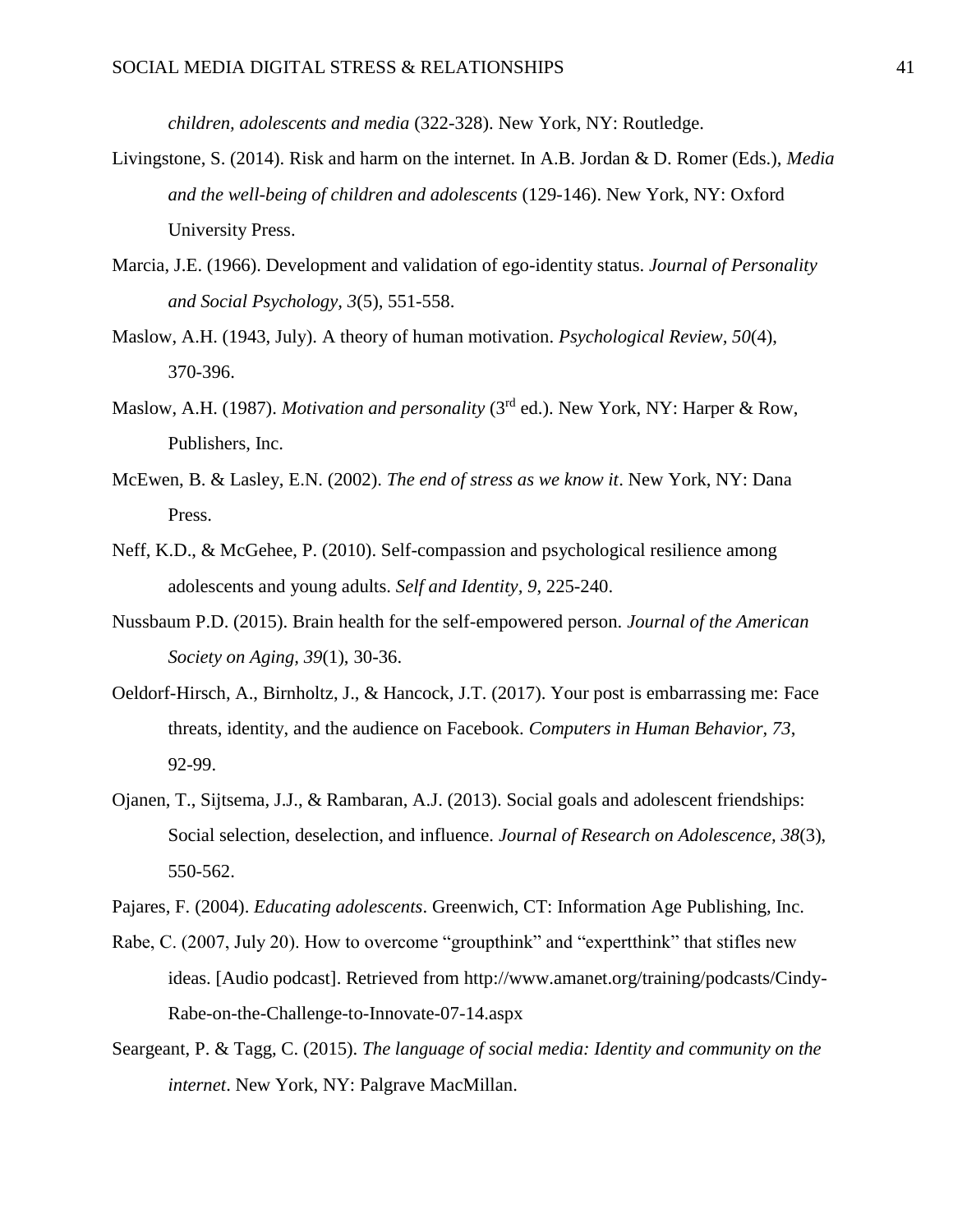*children, adolescents and media* (322-328). New York, NY: Routledge.

Livingstone, S. (2014). Risk and harm on the internet. In A.B. Jordan & D. Romer (Eds.), *Media and the well-being of children and adolescents* (129-146). New York, NY: Oxford University Press.

Marcia, J.E. (1966). Development and validation of ego-identity status. *Journal of Personality and Social Psychology, 3*(5), 551-558.

Maslow, A.H. (1943, July). A theory of human motivation. *Psychological Review, 50*(4), 370-396.

Maslow, A.H. (1987). *Motivation and personality* (3rd ed.). New York, NY: Harper & Row, Publishers, Inc.

McEwen, B. & Lasley, E.N. (2002). *The end of stress as we know it*. New York, NY: Dana Press.

Neff, K.D., & McGehee, P. (2010). Self-compassion and psychological resilience among adolescents and young adults. *Self and Identity, 9*, 225-240.

Nussbaum P.D. (2015). Brain health for the self-empowered person. *Journal of the American Society on Aging, 39*(1), 30-36.

Oeldorf-Hirsch, A., Birnholtz, J., & Hancock, J.T. (2017). Your post is embarrassing me: Face threats, identity, and the audience on Facebook. *Computers in Human Behavior, 73*, 92-99.

Ojanen, T., Sijtsema, J.J., & Rambaran, A.J. (2013). Social goals and adolescent friendships: Social selection, deselection, and influence. *Journal of Research on Adolescence, 38*(3), 550-562.

Pajares, F. (2004). *Educating adolescents*. Greenwich, CT: Information Age Publishing, Inc.

Rabe, C. (2007, July 20). How to overcome "groupthink" and "expertthink" that stifles new ideas. [Audio podcast]. Retrieved from http://www.amanet.org/training/podcasts/Cindy-Rabe-on-the-Challenge-to-Innovate-07-14.aspx

Seargeant, P. & Tagg, C. (2015). *The language of social media: Identity and community on the internet*. New York, NY: Palgrave MacMillan.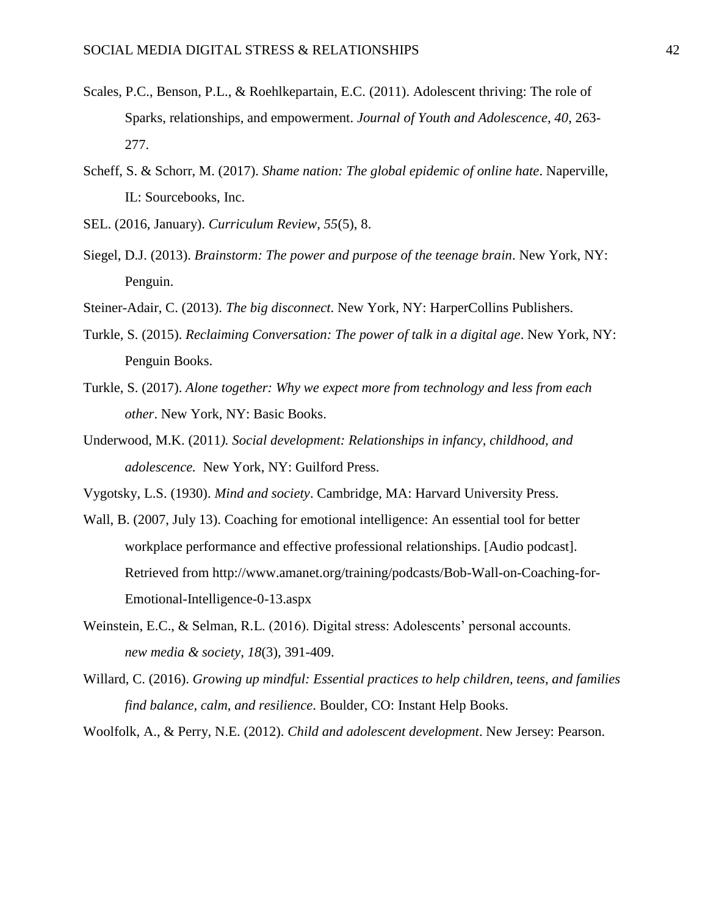Scales, P.C., Benson, P.L., & Roehlkepartain, E.C. (2011). Adolescent thriving: The role of Sparks, relationships, and empowerment. *Journal of Youth and Adolescence, 40*, 263-277.

Scheff, S. & Schorr, M. (2017). *Shame nation: The global epidemic of online hate*. Naperville, IL: Sourcebooks, Inc.

SEL. (2016, January). *Curriculum Review, 55*(5), 8.

Siegel, D.J. (2013). *Brainstorm: The power and purpose of the teenage brain*. New York, NY: Penguin.

Steiner-Adair, C. (2013). *The big disconnect*. New York, NY: HarperCollins Publishers.

Turkle, S. (2015). *Reclaiming Conversation: The power of talk in a digital age*. New York, NY: Penguin Books.

Turkle, S. (2017). *Alone together: Why we expect more from technology and less from each other*. New York, NY: Basic Books.

Underwood, M.K. (2011*). Social development: Relationships in infancy, childhood, and adolescence.* New York, NY: Guilford Press.

Vygotsky, L.S. (1930). *Mind and society*. Cambridge, MA: Harvard University Press.

Wall, B. (2007, July 13). Coaching for emotional intelligence: An essential tool for better workplace performance and effective professional relationships. [Audio podcast]. Retrieved from http://www.amanet.org/training/podcasts/Bob-Wall-on-Coaching-for-Emotional-Intelligence-0-13.aspx

Weinstein, E.C., & Selman, R.L. (2016). Digital stress: Adolescents' personal accounts. *new media & society, 18*(3), 391-409.

Willard, C. (2016). *Growing up mindful: Essential practices to help children, teens, and families find balance, calm, and resilience*. Boulder, CO: Instant Help Books.

Woolfolk, A., & Perry, N.E. (2012). *Child and adolescent development*. New Jersey: Pearson.